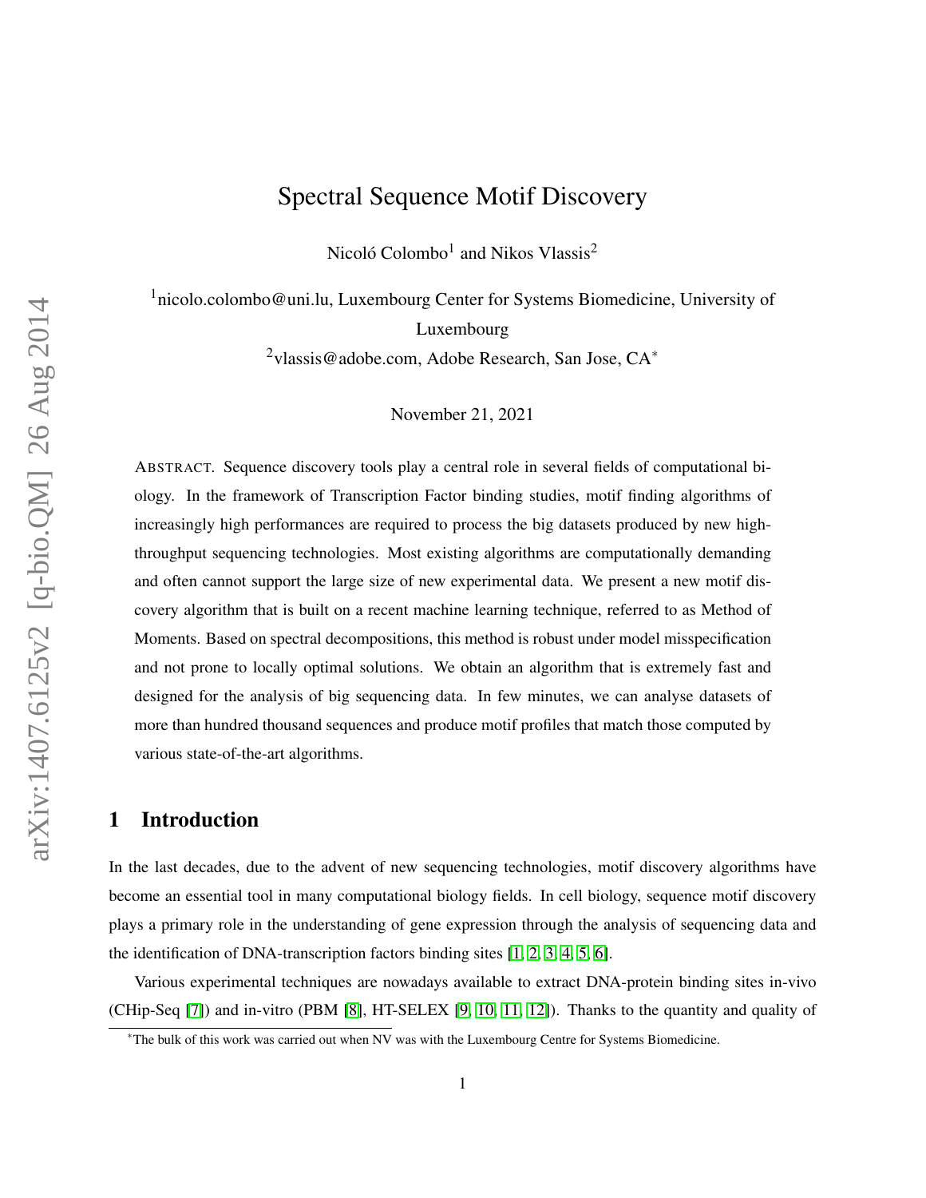# Spectral Sequence Motif Discovery

Nicoló Colombo[1] and Nikos Vlassis[2]

[1]nicolo.colombo@uni.lu, Luxembourg Center for Systems Biomedicine, University of Luxembourg

[2]vlassis@adobe.com, Adobe Research, San Jose, CA*

November 21, 2021

ABSTRACT. Sequence discovery tools play a central role in several fields of computational biology. In the framework of Transcription Factor binding studies, motif finding algorithms of increasingly high performances are required to process the big datasets produced by new high-throughput sequencing technologies. Most existing algorithms are computationally demanding and often cannot support the large size of new experimental data. We present a new motif discovery algorithm that is built on a recent machine learning technique, referred to as Method of Moments. Based on spectral decompositions, this method is robust under model misspecification and not prone to locally optimal solutions. We obtain an algorithm that is extremely fast and designed for the analysis of big sequencing data. In few minutes, we can analyse datasets of more than hundred thousand sequences and produce motif profiles that match those computed by various state-of-the-art algorithms.

## 1 Introduction

In the last decades, due to the advent of new sequencing technologies, motif discovery algorithms have become an essential tool in many computational biology fields. In cell biology, sequence motif discovery plays a primary role in the understanding of gene expression through the analysis of sequencing data and the identification of DNA-transcription factors binding sites [1, 2, 3, 4, 5, 6].

Various experimental techniques are nowadays available to extract DNA-protein binding sites in-vivo (CHip-Seq [7]) and in-vitro (PBM [8], HT-SELEX [9, 10, 11, 12]). Thanks to the quantity and quality of

*The bulk of this work was carried out when NV was with the Luxembourg Centre for Systems Biomedicine.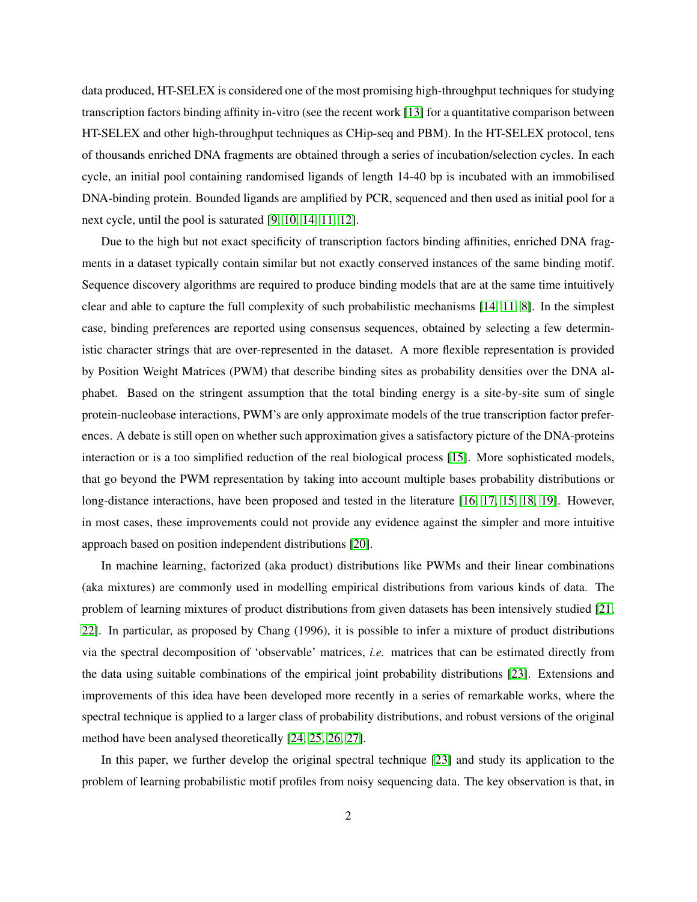data produced, HT-SELEX is considered one of the most promising high-throughput techniques for studying transcription factors binding affinity in-vitro (see the recent work [13] for a quantitative comparison between HT-SELEX and other high-throughput techniques as CHip-seq and PBM). In the HT-SELEX protocol, tens of thousands enriched DNA fragments are obtained through a series of incubation/selection cycles. In each cycle, an initial pool containing randomised ligands of length 14-40 bp is incubated with an immobilised DNA-binding protein. Bounded ligands are amplified by PCR, sequenced and then used as initial pool for a next cycle, until the pool is saturated [9, 10, 14, 11, 12].

Due to the high but not exact specificity of transcription factors binding affinities, enriched DNA fragments in a dataset typically contain similar but not exactly conserved instances of the same binding motif. Sequence discovery algorithms are required to produce binding models that are at the same time intuitively clear and able to capture the full complexity of such probabilistic mechanisms [14, 11, 8]. In the simplest case, binding preferences are reported using consensus sequences, obtained by selecting a few deterministic character strings that are over-represented in the dataset. A more flexible representation is provided by Position Weight Matrices (PWM) that describe binding sites as probability densities over the DNA alphabet. Based on the stringent assumption that the total binding energy is a site-by-site sum of single protein-nucleobase interactions, PWM's are only approximate models of the true transcription factor preferences. A debate is still open on whether such approximation gives a satisfactory picture of the DNA-proteins interaction or is a too simplified reduction of the real biological process [15]. More sophisticated models, that go beyond the PWM representation by taking into account multiple bases probability distributions or long-distance interactions, have been proposed and tested in the literature [16, 17, 15, 18, 19]. However, in most cases, these improvements could not provide any evidence against the simpler and more intuitive approach based on position independent distributions [20].

In machine learning, factorized (aka product) distributions like PWMs and their linear combinations (aka mixtures) are commonly used in modelling empirical distributions from various kinds of data. The problem of learning mixtures of product distributions from given datasets has been intensively studied [21, 22]. In particular, as proposed by Chang (1996), it is possible to infer a mixture of product distributions via the spectral decomposition of 'observable' matrices, *i.e.* matrices that can be estimated directly from the data using suitable combinations of the empirical joint probability distributions [23]. Extensions and improvements of this idea have been developed more recently in a series of remarkable works, where the spectral technique is applied to a larger class of probability distributions, and robust versions of the original method have been analysed theoretically [24, 25, 26, 27].

In this paper, we further develop the original spectral technique [23] and study its application to the problem of learning probabilistic motif profiles from noisy sequencing data. The key observation is that, in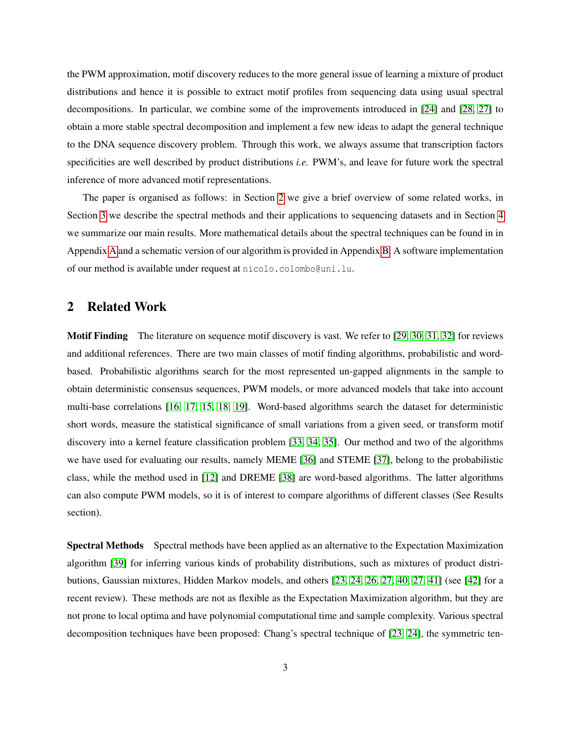the PWM approximation, motif discovery reduces to the more general issue of learning a mixture of product distributions and hence it is possible to extract motif profiles from sequencing data using usual spectral decompositions. In particular, we combine some of the improvements introduced in [24] and [28, 27] to obtain a more stable spectral decomposition and implement a few new ideas to adapt the general technique to the DNA sequence discovery problem. Through this work, we always assume that transcription factors specificities are well described by product distributions *i.e.* PWM's, and leave for future work the spectral inference of more advanced motif representations.

The paper is organised as follows: in Section 2 we give a brief overview of some related works, in Section 3 we describe the spectral methods and their applications to sequencing datasets and in Section 4 we summarize our main results. More mathematical details about the spectral techniques can be found in in Appendix A and a schematic version of our algorithm is provided in Appendix B. A software implementation of our method is available under request at `nicolo.colombo@uni.lu`.

## 2 Related Work

**Motif Finding** The literature on sequence motif discovery is vast. We refer to [29, 30, 31, 32] for reviews and additional references. There are two main classes of motif finding algorithms, probabilistic and word-based. Probabilistic algorithms search for the most represented un-gapped alignments in the sample to obtain deterministic consensus sequences, PWM models, or more advanced models that take into account multi-base correlations [16, 17, 15, 18, 19]. Word-based algorithms search the dataset for deterministic short words, measure the statistical significance of small variations from a given seed, or transform motif discovery into a kernel feature classification problem [33, 34, 35]. Our method and two of the algorithms we have used for evaluating our results, namely MEME [36] and STEME [37], belong to the probabilistic class, while the method used in [12] and DREME [38] are word-based algorithms. The latter algorithms can also compute PWM models, so it is of interest to compare algorithms of different classes (See Results section).

**Spectral Methods** Spectral methods have been applied as an alternative to the Expectation Maximization algorithm [39] for inferring various kinds of probability distributions, such as mixtures of product distributions, Gaussian mixtures, Hidden Markov models, and others [23, 24, 26, 27, 40, 27, 41] (see [42] for a recent review). These methods are not as flexible as the Expectation Maximization algorithm, but they are not prone to local optima and have polynomial computational time and sample complexity. Various spectral decomposition techniques have been proposed: Chang's spectral technique of [23, 24], the symmetric ten-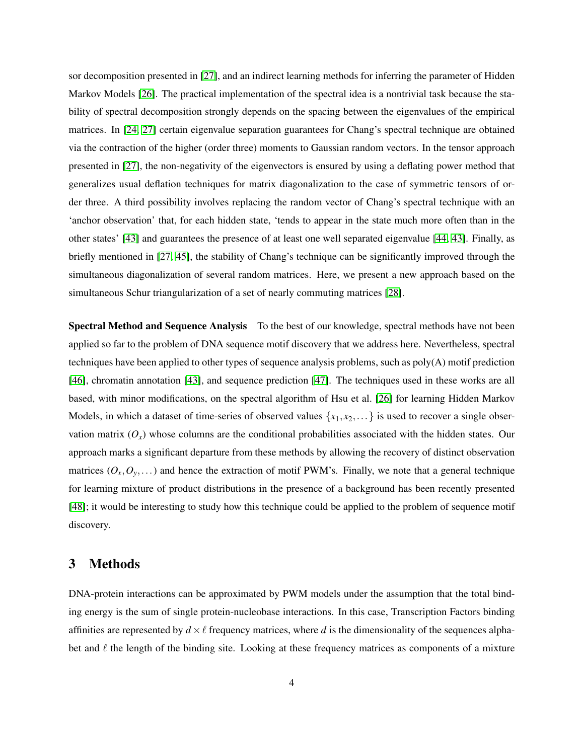sor decomposition presented in [27], and an indirect learning methods for inferring the parameter of Hidden Markov Models [26]. The practical implementation of the spectral idea is a nontrivial task because the stability of spectral decomposition strongly depends on the spacing between the eigenvalues of the empirical matrices. In [24, 27] certain eigenvalue separation guarantees for Chang's spectral technique are obtained via the contraction of the higher (order three) moments to Gaussian random vectors. In the tensor approach presented in [27], the non-negativity of the eigenvectors is ensured by using a deflating power method that generalizes usual deflation techniques for matrix diagonalization to the case of symmetric tensors of order three. A third possibility involves replacing the random vector of Chang's spectral technique with an 'anchor observation' that, for each hidden state, 'tends to appear in the state much more often than in the other states' [43] and guarantees the presence of at least one well separated eigenvalue [44, 43]. Finally, as briefly mentioned in [27, 45], the stability of Chang's technique can be significantly improved through the simultaneous diagonalization of several random matrices. Here, we present a new approach based on the simultaneous Schur triangularization of a set of nearly commuting matrices [28].

**Spectral Method and Sequence Analysis** To the best of our knowledge, spectral methods have not been applied so far to the problem of DNA sequence motif discovery that we address here. Nevertheless, spectral techniques have been applied to other types of sequence analysis problems, such as poly(A) motif prediction [46], chromatin annotation [43], and sequence prediction [47]. The techniques used in these works are all based, with minor modifications, on the spectral algorithm of Hsu et al. [26] for learning Hidden Markov Models, in which a dataset of time-series of observed values $\{x_1, x_2, \dots\}$ is used to recover a single observation matrix ($O_x$) whose columns are the conditional probabilities associated with the hidden states. Our approach marks a significant departure from these methods by allowing the recovery of distinct observation matrices ($O_x, O_y, \dots$) and hence the extraction of motif PWM's. Finally, we note that a general technique for learning mixture of product distributions in the presence of a background has been recently presented [48]; it would be interesting to study how this technique could be applied to the problem of sequence motif discovery.

## 3 Methods

DNA-protein interactions can be approximated by PWM models under the assumption that the total binding energy is the sum of single protein-nucleobase interactions. In this case, Transcription Factors binding affinities are represented by $d \times \ell$ frequency matrices, where $d$ is the dimensionality of the sequences alphabet and $\ell$ the length of the binding site. Looking at these frequency matrices as components of a mixture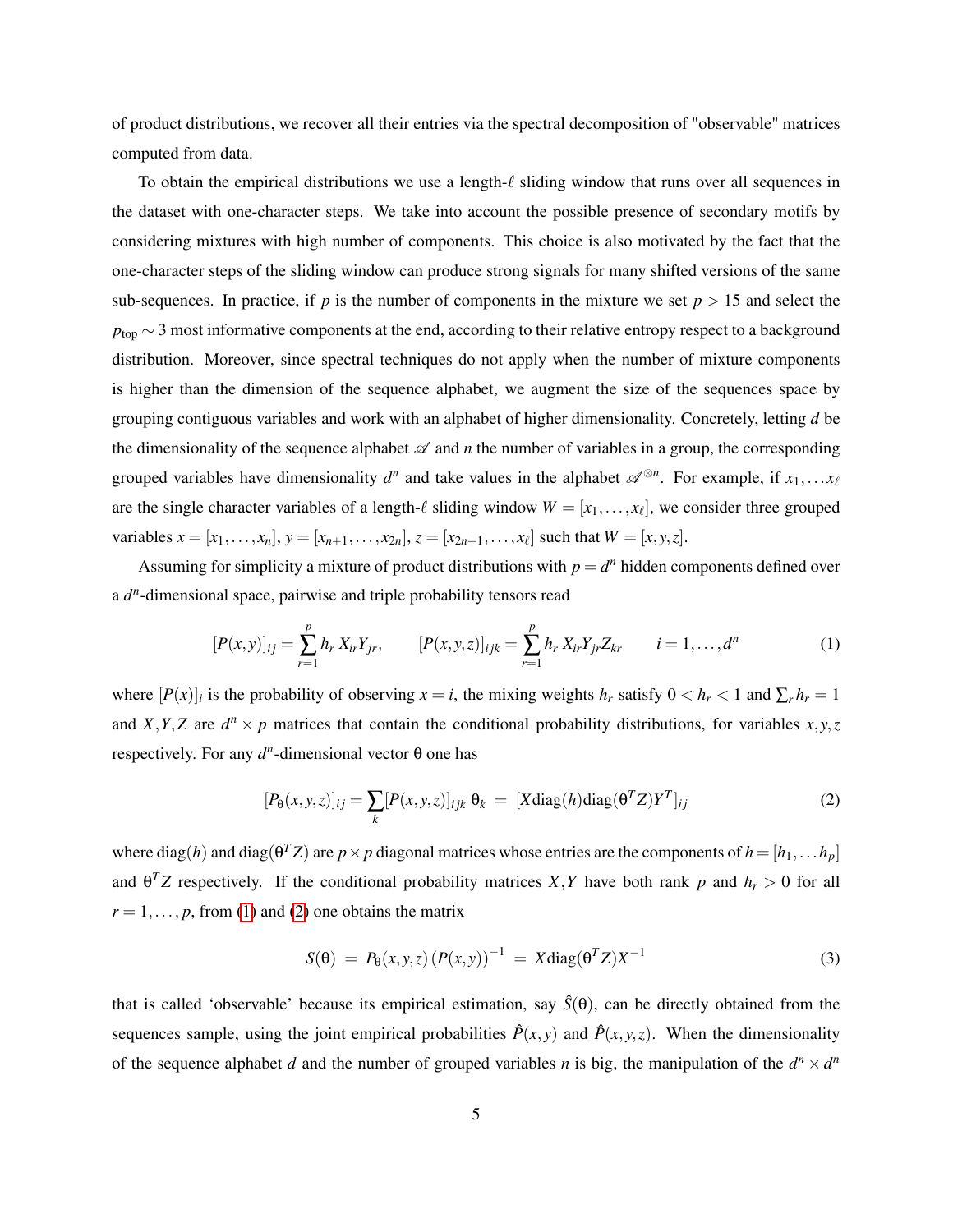of product distributions, we recover all their entries via the spectral decomposition of "observable" matrices computed from data.

To obtain the empirical distributions we use a length-$\ell$ sliding window that runs over all sequences in the dataset with one-character steps. We take into account the possible presence of secondary motifs by considering mixtures with high number of components. This choice is also motivated by the fact that the one-character steps of the sliding window can produce strong signals for many shifted versions of the same sub-sequences. In practice, if $p$ is the number of components in the mixture we set $p > 15$ and select the $p_{\rm top} \sim 3$ most informative components at the end, according to their relative entropy respect to a background distribution. Moreover, since spectral techniques do not apply when the number of mixture components is higher than the dimension of the sequence alphabet, we augment the size of the sequences space by grouping contiguous variables and work with an alphabet of higher dimensionality. Concretely, letting $d$ be the dimensionality of the sequence alphabet $\mathscr{A}$ and $n$ the number of variables in a group, the corresponding grouped variables have dimensionality $d^n$ and take values in the alphabet $\mathscr{A}^{\otimes n}$. For example, if $x_1, \dots x_\ell$ are the single character variables of a length-$\ell$ sliding window $W = [x_1, \dots, x_\ell]$, we consider three grouped variables $x = [x_1, \dots, x_n]$, $y = [x_{n+1}, \dots, x_{2n}]$, $z = [x_{2n+1}, \dots, x_\ell]$ such that $W = [x, y, z]$.

Assuming for simplicity a mixture of product distributions with $p = d^n$ hidden components defined over a $d^n$-dimensional space, pairwise and triple probability tensors read

$$[P(x,y)]_{ij} = \sum_{r=1}^{p} h_r \, X_{ir} Y_{jr}, \qquad [P(x,y,z)]_{ijk} = \sum_{r=1}^{p} h_r \, X_{ir} Y_{jr} Z_{kr} \qquad i = 1, \dots, d^n \tag{1}$$

where $[P(x)]_i$ is the probability of observing $x = i$, the mixing weights $h_r$ satisfy $0 < h_r < 1$ and $\sum_r h_r = 1$ and $X, Y, Z$ are $d^n \times p$ matrices that contain the conditional probability distributions, for variables $x, y, z$ respectively. For any $d^n$-dimensional vector $\theta$ one has

$$[P_\theta(x,y,z)]_{ij} = \sum_k [P(x,y,z)]_{ijk} \, \theta_k \; = \; [X \mathrm{diag}(h) \mathrm{diag}(\theta^T Z) Y^T]_{ij} \tag{2}$$

where $\mathrm{diag}(h)$ and $\mathrm{diag}(\theta^T Z)$ are $p \times p$ diagonal matrices whose entries are the components of $h = [h_1, \dots h_p]$ and $\theta^T Z$ respectively. If the conditional probability matrices $X, Y$ have both rank $p$ and $h_r > 0$ for all $r = 1, \dots, p$, from (1) and (2) one obtains the matrix

$$S(\theta) \; = \; P_\theta(x,y,z) \, (P(x,y))^{-1} \; = \; X \mathrm{diag}(\theta^T Z) X^{-1} \tag{3}$$

that is called 'observable' because its empirical estimation, say $\hat{S}(\theta)$, can be directly obtained from the sequences sample, using the joint empirical probabilities $\hat{P}(x,y)$ and $\hat{P}(x,y,z)$. When the dimensionality of the sequence alphabet $d$ and the number of grouped variables $n$ is big, the manipulation of the $d^n \times d^n$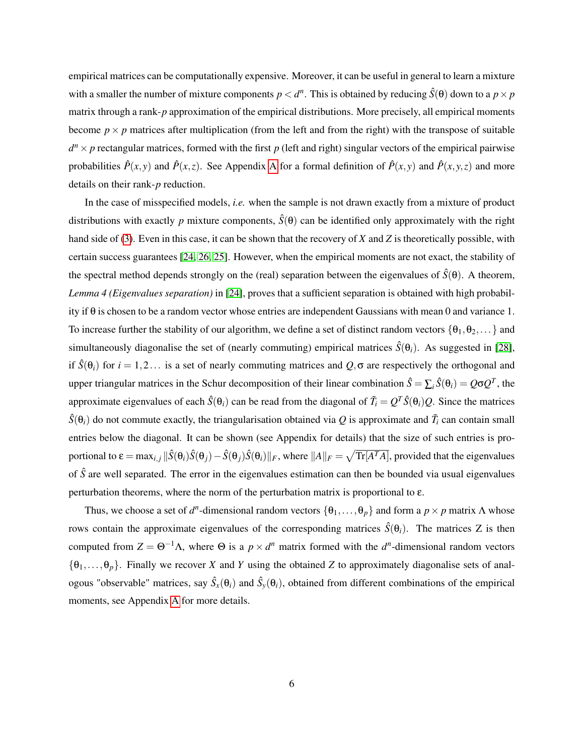empirical matrices can be computationally expensive. Moreover, it can be useful in general to learn a mixture with a smaller the number of mixture components $p < d^n$. This is obtained by reducing $\hat{S}(\theta)$ down to a $p \times p$ matrix through a rank-$p$ approximation of the empirical distributions. More precisely, all empirical moments become $p \times p$ matrices after multiplication (from the left and from the right) with the transpose of suitable $d^n \times p$ rectangular matrices, formed with the first $p$ (left and right) singular vectors of the empirical pairwise probabilities $\hat{P}(x,y)$ and $\hat{P}(x,z)$. See Appendix A for a formal definition of $\hat{P}(x,y)$ and $\hat{P}(x,y,z)$ and more details on their rank-$p$ reduction.

In the case of misspecified models, *i.e.* when the sample is not drawn exactly from a mixture of product distributions with exactly $p$ mixture components, $\hat{S}(\theta)$ can be identified only approximately with the right hand side of (3). Even in this case, it can be shown that the recovery of $X$ and $Z$ is theoretically possible, with certain success guarantees [24, 26, 25]. However, when the empirical moments are not exact, the stability of the spectral method depends strongly on the (real) separation between the eigenvalues of $\hat{S}(\theta)$. A theorem, *Lemma 4 (Eigenvalues separation)* in [24], proves that a sufficient separation is obtained with high probability if $\theta$ is chosen to be a random vector whose entries are independent Gaussians with mean 0 and variance 1. To increase further the stability of our algorithm, we define a set of distinct random vectors $\{\theta_1, \theta_2, \dots\}$ and simultaneously diagonalise the set of (nearly commuting) empirical matrices $\hat{S}(\theta_i)$. As suggested in [28], if $\hat{S}(\theta_i)$ for $i = 1, 2\dots$ is a set of nearly commuting matrices and $Q, \sigma$ are respectively the orthogonal and upper triangular matrices in the Schur decomposition of their linear combination $\hat{S} = \sum_i \hat{S}(\theta_i) = Q\sigma Q^T$, the approximate eigenvalues of each $\hat{S}(\theta_i)$ can be read from the diagonal of $\tilde{T}_i = Q^T \hat{S}(\theta_i) Q$. Since the matrices $\hat{S}(\theta_i)$ do not commute exactly, the triangularisation obtained via $Q$ is approximate and $\tilde{T}_i$ can contain small entries below the diagonal. It can be shown (see Appendix for details) that the size of such entries is proportional to $\varepsilon = \max_{i,j} \|\hat{S}(\theta_i)\hat{S}(\theta_j) - \hat{S}(\theta_j)\hat{S}(\theta_i)\|_F$, where $\|A\|_F = \sqrt{\mathrm{Tr}[A^T A]}$, provided that the eigenvalues of $\hat{S}$ are well separated. The error in the eigenvalues estimation can then be bounded via usual eigenvalues perturbation theorems, where the norm of the perturbation matrix is proportional to $\varepsilon$.

Thus, we choose a set of $d^n$-dimensional random vectors $\{\theta_1, \dots, \theta_p\}$ and form a $p \times p$ matrix $\Lambda$ whose rows contain the approximate eigenvalues of the corresponding matrices $\hat{S}(\theta_i)$. The matrices Z is then computed from $Z = \Theta^{-1}\Lambda$, where $\Theta$ is a $p \times d^n$ matrix formed with the $d^n$-dimensional random vectors $\{\theta_1, \dots, \theta_p\}$. Finally we recover $X$ and $Y$ using the obtained $Z$ to approximately diagonalise sets of analogous "observable" matrices, say $\hat{S}_x(\theta_i)$ and $\hat{S}_y(\theta_i)$, obtained from different combinations of the empirical moments, see Appendix A for more details.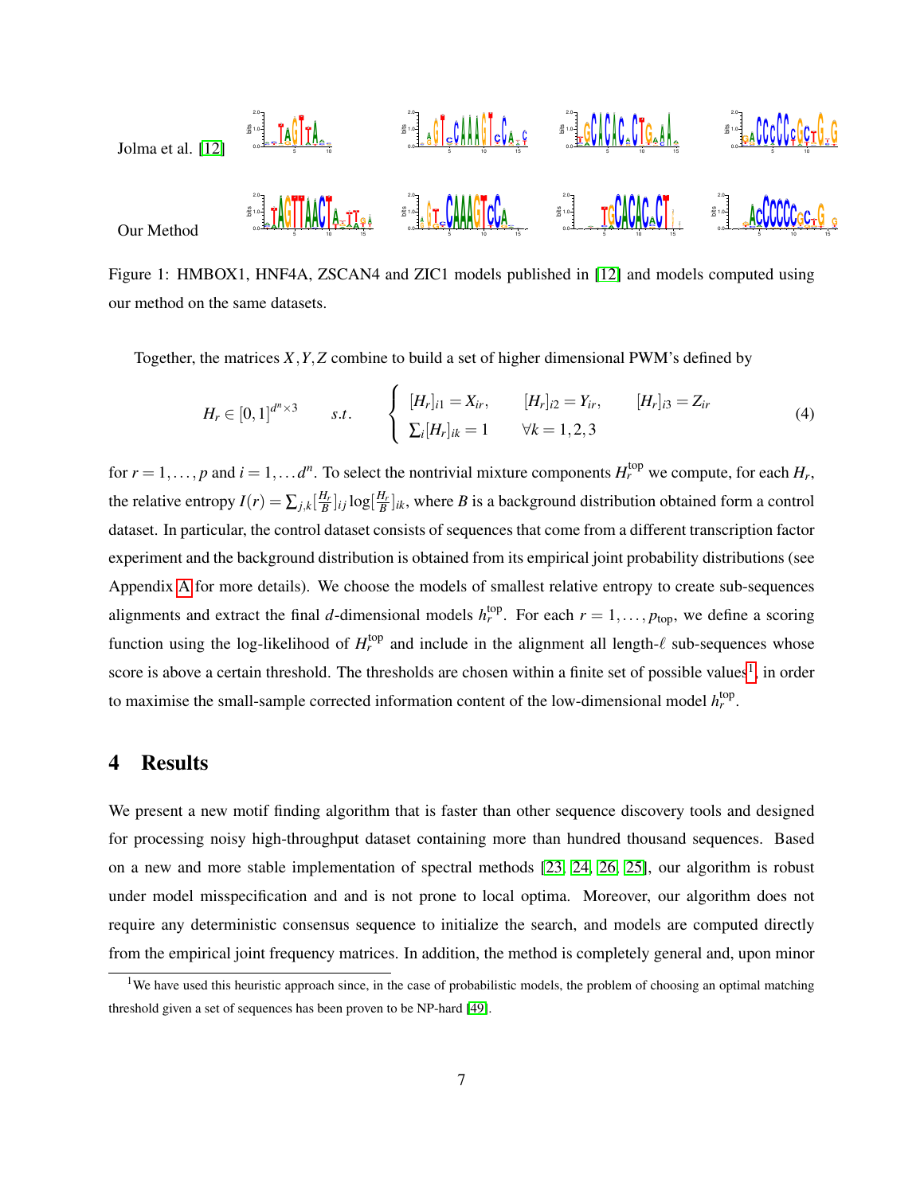Jolma et al. [12]

Our Method

Figure 1: HMBOX1, HNF4A, ZSCAN4 and ZIC1 models published in [12] and models computed using our method on the same datasets.

Together, the matrices $X, Y, Z$ combine to build a set of higher dimensional PWM's defined by

$$
H_r \in [0,1]^{d^n \times 3} \qquad s.t. \qquad \begin{cases} [H_r]_{i1} = X_{ir}, & [H_r]_{i2} = Y_{ir}, \qquad [H_r]_{i3} = Z_{ir} \\ \sum_i [H_r]_{ik} = 1 & \forall k = 1,2,3 \end{cases} \tag{4}
$$

for $r = 1, \ldots, p$ and $i = 1, \ldots d^n$. To select the nontrivial mixture components $H_r^{\text{top}}$ we compute, for each $H_r$, the relative entropy $I(r) = \sum_{j,k} [\frac{H_r}{B}]_{ij} \log[\frac{H_r}{B}]_{ik}$, where $B$ is a background distribution obtained form a control dataset. In particular, the control dataset consists of sequences that come from a different transcription factor experiment and the background distribution is obtained from its empirical joint probability distributions (see Appendix A for more details). We choose the models of smallest relative entropy to create sub-sequences alignments and extract the final $d$-dimensional models $h_r^{\text{top}}$. For each $r = 1, \ldots, p_{\text{top}}$, we define a scoring function using the log-likelihood of $H_r^{\text{top}}$ and include in the alignment all length-$\ell$ sub-sequences whose score is above a certain threshold. The thresholds are chosen within a finite set of possible values[1], in order to maximise the small-sample corrected information content of the low-dimensional model $h_r^{\text{top}}$.

# 4 Results

We present a new motif finding algorithm that is faster than other sequence discovery tools and designed for processing noisy high-throughput dataset containing more than hundred thousand sequences. Based on a new and more stable implementation of spectral methods [23, 24, 26, 25], our algorithm is robust under model misspecification and and is not prone to local optima. Moreover, our algorithm does not require any deterministic consensus sequence to initialize the search, and models are computed directly from the empirical joint frequency matrices. In addition, the method is completely general and, upon minor

[1] We have used this heuristic approach since, in the case of probabilistic models, the problem of choosing an optimal matching threshold given a set of sequences has been proven to be NP-hard [49].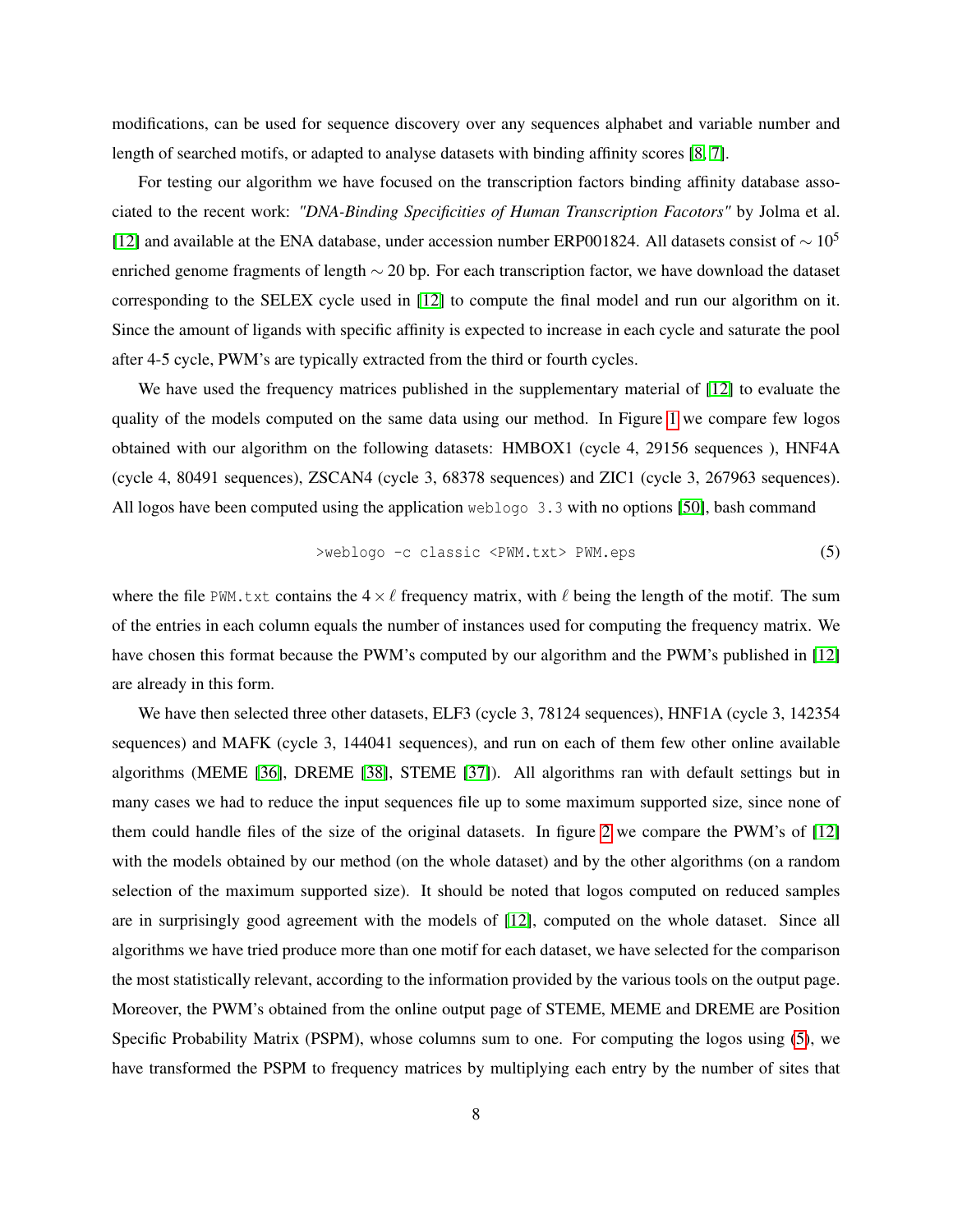modifications, can be used for sequence discovery over any sequences alphabet and variable number and length of searched motifs, or adapted to analyse datasets with binding affinity scores [8, 7].

For testing our algorithm we have focused on the transcription factors binding affinity database associated to the recent work: *"DNA-Binding Specificities of Human Transcription Facotors"* by Jolma et al. [12] and available at the ENA database, under accession number ERP001824. All datasets consist of $\sim 10^5$ enriched genome fragments of length $\sim 20$ bp. For each transcription factor, we have download the dataset corresponding to the SELEX cycle used in [12] to compute the final model and run our algorithm on it. Since the amount of ligands with specific affinity is expected to increase in each cycle and saturate the pool after 4-5 cycle, PWM's are typically extracted from the third or fourth cycles.

We have used the frequency matrices published in the supplementary material of [12] to evaluate the quality of the models computed on the same data using our method. In Figure 1 we compare few logos obtained with our algorithm on the following datasets: HMBOX1 (cycle 4, 29156 sequences ), HNF4A (cycle 4, 80491 sequences), ZSCAN4 (cycle 3, 68378 sequences) and ZIC1 (cycle 3, 267963 sequences). All logos have been computed using the application `weblogo 3.3` with no options [50], bash command

$$\texttt{>weblogo -c classic <PWM.txt> PWM.eps} \tag{5}$$

where the file `PWM.txt` contains the $4 \times \ell$ frequency matrix, with $\ell$ being the length of the motif. The sum of the entries in each column equals the number of instances used for computing the frequency matrix. We have chosen this format because the PWM's computed by our algorithm and the PWM's published in [12] are already in this form.

We have then selected three other datasets, ELF3 (cycle 3, 78124 sequences), HNF1A (cycle 3, 142354 sequences) and MAFK (cycle 3, 144041 sequences), and run on each of them few other online available algorithms (MEME [36], DREME [38], STEME [37]). All algorithms ran with default settings but in many cases we had to reduce the input sequences file up to some maximum supported size, since none of them could handle files of the size of the original datasets. In figure 2 we compare the PWM's of [12] with the models obtained by our method (on the whole dataset) and by the other algorithms (on a random selection of the maximum supported size). It should be noted that logos computed on reduced samples are in surprisingly good agreement with the models of [12], computed on the whole dataset. Since all algorithms we have tried produce more than one motif for each dataset, we have selected for the comparison the most statistically relevant, according to the information provided by the various tools on the output page. Moreover, the PWM's obtained from the online output page of STEME, MEME and DREME are Position Specific Probability Matrix (PSPM), whose columns sum to one. For computing the logos using (5), we have transformed the PSPM to frequency matrices by multiplying each entry by the number of sites that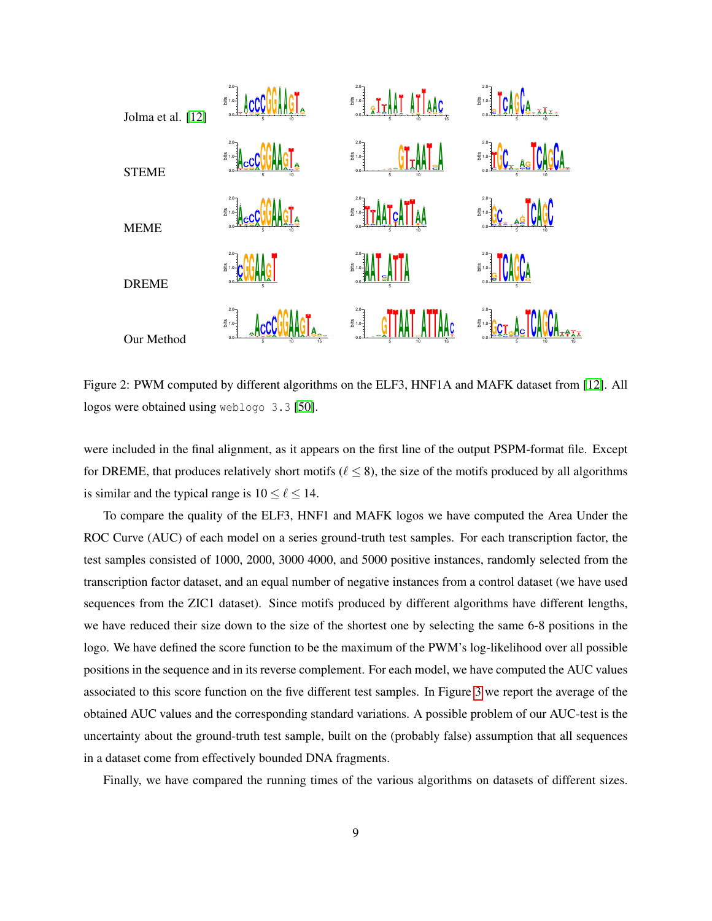Jolma et al. [12]

STEME

MEME

DREME

Our Method

Figure 2: PWM computed by different algorithms on the ELF3, HNF1A and MAFK dataset from [12]. All logos were obtained using `weblogo 3.3` [50].

were included in the final alignment, as it appears on the first line of the output PSPM-format file. Except for DREME, that produces relatively short motifs ($\ell \leq 8$), the size of the motifs produced by all algorithms is similar and the typical range is $10 \leq \ell \leq 14$.

To compare the quality of the ELF3, HNF1 and MAFK logos we have computed the Area Under the ROC Curve (AUC) of each model on a series ground-truth test samples. For each transcription factor, the test samples consisted of 1000, 2000, 3000 4000, and 5000 positive instances, randomly selected from the transcription factor dataset, and an equal number of negative instances from a control dataset (we have used sequences from the ZIC1 dataset). Since motifs produced by different algorithms have different lengths, we have reduced their size down to the size of the shortest one by selecting the same 6-8 positions in the logo. We have defined the score function to be the maximum of the PWM's log-likelihood over all possible positions in the sequence and in its reverse complement. For each model, we have computed the AUC values associated to this score function on the five different test samples. In Figure 3 we report the average of the obtained AUC values and the corresponding standard variations. A possible problem of our AUC-test is the uncertainty about the ground-truth test sample, built on the (probably false) assumption that all sequences in a dataset come from effectively bounded DNA fragments.

Finally, we have compared the running times of the various algorithms on datasets of different sizes.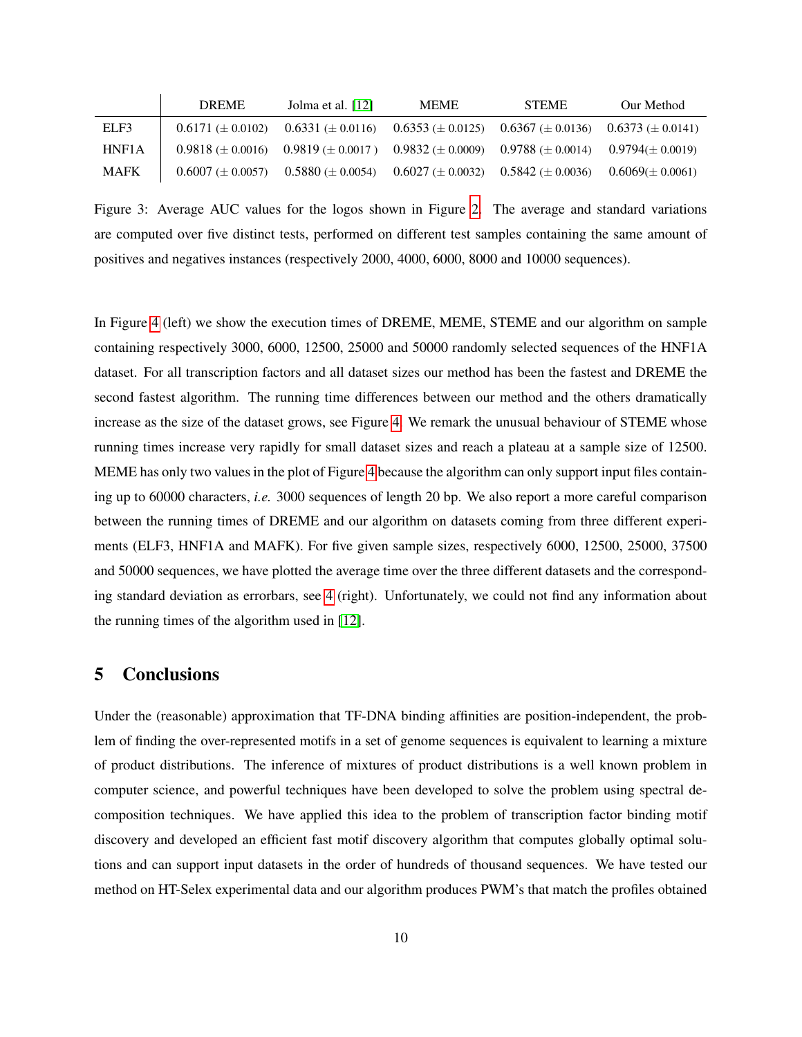| | DREME | Jolma et al. [12] | MEME | STEME | Our Method |
|---|---|---|---|---|---|
| ELF3 | 0.6171 ($\pm$ 0.0102) | 0.6331 ($\pm$ 0.0116) | 0.6353 ($\pm$ 0.0125) | 0.6367 ($\pm$ 0.0136) | 0.6373 ($\pm$ 0.0141) |
| HNF1A | 0.9818 ($\pm$ 0.0016) | 0.9819 ($\pm$ 0.0017 ) | 0.9832 ($\pm$ 0.0009) | 0.9788 ($\pm$ 0.0014) | 0.9794($\pm$ 0.0019) |
| MAFK | 0.6007 ($\pm$ 0.0057) | 0.5880 ($\pm$ 0.0054) | 0.6027 ($\pm$ 0.0032) | 0.5842 ($\pm$ 0.0036) | 0.6069($\pm$ 0.0061) |

Figure 3: Average AUC values for the logos shown in Figure 2. The average and standard variations are computed over five distinct tests, performed on different test samples containing the same amount of positives and negatives instances (respectively 2000, 4000, 6000, 8000 and 10000 sequences).

In Figure 4 (left) we show the execution times of DREME, MEME, STEME and our algorithm on sample containing respectively 3000, 6000, 12500, 25000 and 50000 randomly selected sequences of the HNF1A dataset. For all transcription factors and all dataset sizes our method has been the fastest and DREME the second fastest algorithm. The running time differences between our method and the others dramatically increase as the size of the dataset grows, see Figure 4. We remark the unusual behaviour of STEME whose running times increase very rapidly for small dataset sizes and reach a plateau at a sample size of 12500. MEME has only two values in the plot of Figure 4 because the algorithm can only support input files containing up to 60000 characters, *i.e.* 3000 sequences of length 20 bp. We also report a more careful comparison between the running times of DREME and our algorithm on datasets coming from three different experiments (ELF3, HNF1A and MAFK). For five given sample sizes, respectively 6000, 12500, 25000, 37500 and 50000 sequences, we have plotted the average time over the three different datasets and the corresponding standard deviation as errorbars, see 4 (right). Unfortunately, we could not find any information about the running times of the algorithm used in [12].

# 5 Conclusions

Under the (reasonable) approximation that TF-DNA binding affinities are position-independent, the problem of finding the over-represented motifs in a set of genome sequences is equivalent to learning a mixture of product distributions. The inference of mixtures of product distributions is a well known problem in computer science, and powerful techniques have been developed to solve the problem using spectral decomposition techniques. We have applied this idea to the problem of transcription factor binding motif discovery and developed an efficient fast motif discovery algorithm that computes globally optimal solutions and can support input datasets in the order of hundreds of thousand sequences. We have tested our method on HT-Selex experimental data and our algorithm produces PWM's that match the profiles obtained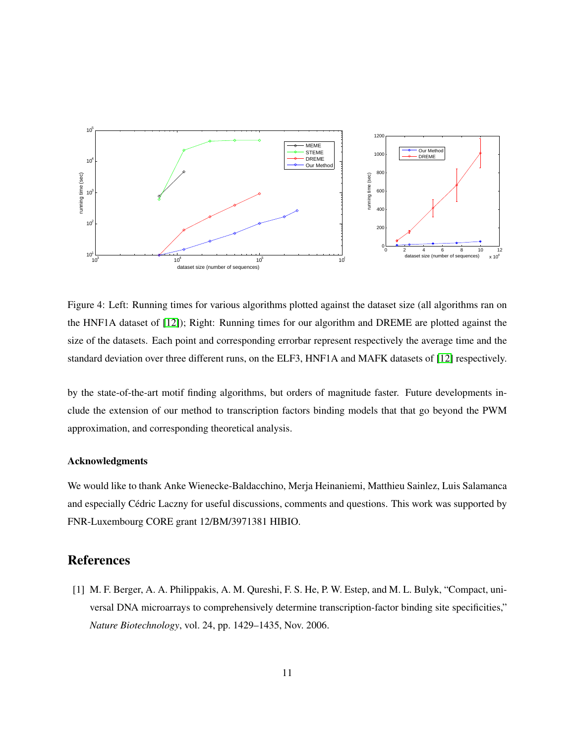Figure 4: Left: Running times for various algorithms plotted against the dataset size (all algorithms ran on the HNF1A dataset of [12]); Right: Running times for our algorithm and DREME are plotted against the size of the datasets. Each point and corresponding errorbar represent respectively the average time and the standard deviation over three different runs, on the ELF3, HNF1A and MAFK datasets of [12] respectively.

by the state-of-the-art motif finding algorithms, but orders of magnitude faster. Future developments include the extension of our method to transcription factors binding models that that go beyond the PWM approximation, and corresponding theoretical analysis.

### Acknowledgments

We would like to thank Anke Wienecke-Baldacchino, Merja Heinaniemi, Matthieu Sainlez, Luis Salamanca and especially Cédric Laczny for useful discussions, comments and questions. This work was supported by FNR-Luxembourg CORE grant 12/BM/3971381 HIBIO.

## References

[1] M. F. Berger, A. A. Philippakis, A. M. Qureshi, F. S. He, P. W. Estep, and M. L. Bulyk, "Compact, universal DNA microarrays to comprehensively determine transcription-factor binding site specificities," *Nature Biotechnology*, vol. 24, pp. 1429–1435, Nov. 2006.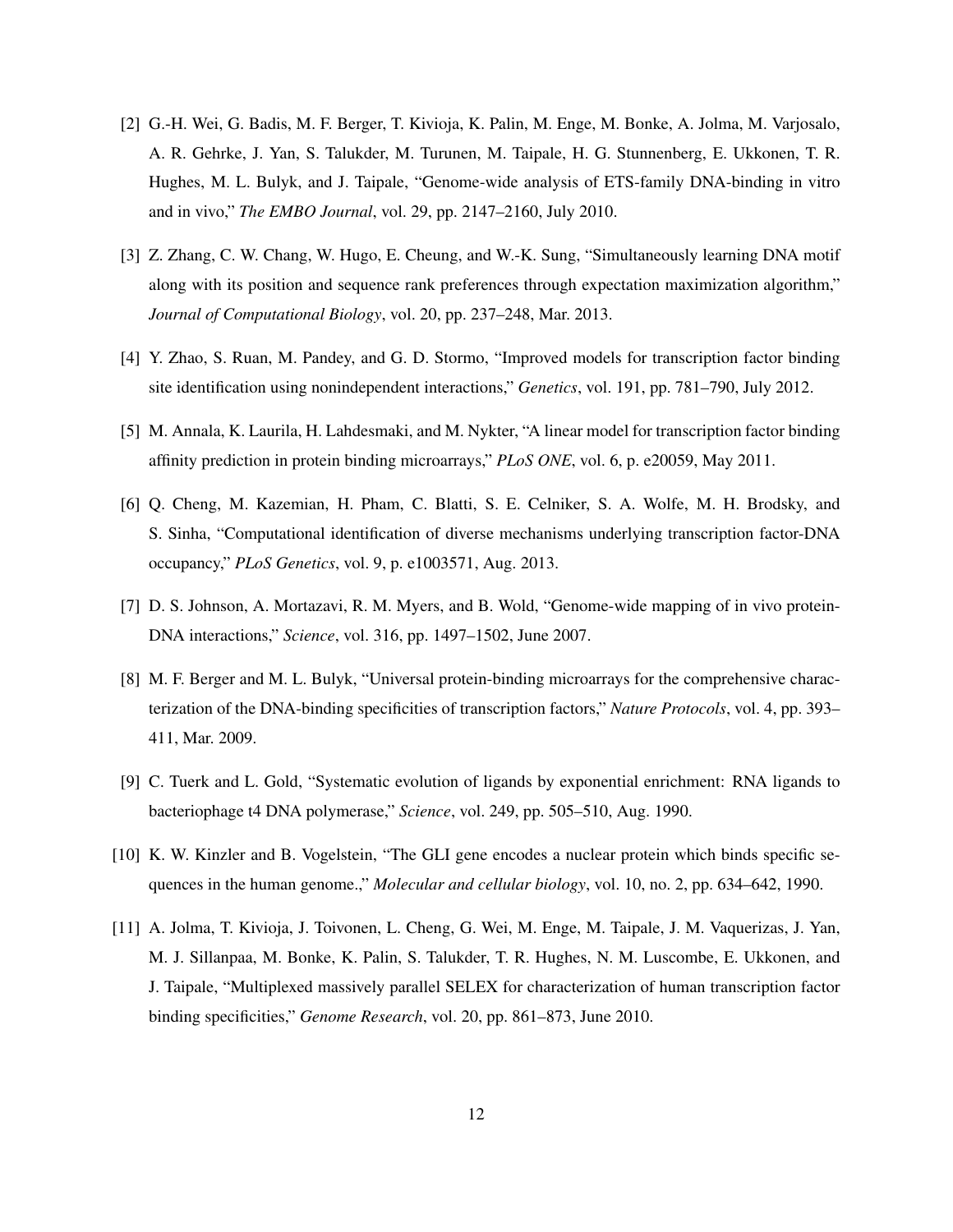[2] G.-H. Wei, G. Badis, M. F. Berger, T. Kivioja, K. Palin, M. Enge, M. Bonke, A. Jolma, M. Varjosalo, A. R. Gehrke, J. Yan, S. Talukder, M. Turunen, M. Taipale, H. G. Stunnenberg, E. Ukkonen, T. R. Hughes, M. L. Bulyk, and J. Taipale, "Genome-wide analysis of ETS-family DNA-binding in vitro and in vivo," *The EMBO Journal*, vol. 29, pp. 2147–2160, July 2010.

[3] Z. Zhang, C. W. Chang, W. Hugo, E. Cheung, and W.-K. Sung, "Simultaneously learning DNA motif along with its position and sequence rank preferences through expectation maximization algorithm," *Journal of Computational Biology*, vol. 20, pp. 237–248, Mar. 2013.

[4] Y. Zhao, S. Ruan, M. Pandey, and G. D. Stormo, "Improved models for transcription factor binding site identification using nonindependent interactions," *Genetics*, vol. 191, pp. 781–790, July 2012.

[5] M. Annala, K. Laurila, H. Lahdesmaki, and M. Nykter, "A linear model for transcription factor binding affinity prediction in protein binding microarrays," *PLoS ONE*, vol. 6, p. e20059, May 2011.

[6] Q. Cheng, M. Kazemian, H. Pham, C. Blatti, S. E. Celniker, S. A. Wolfe, M. H. Brodsky, and S. Sinha, "Computational identification of diverse mechanisms underlying transcription factor-DNA occupancy," *PLoS Genetics*, vol. 9, p. e1003571, Aug. 2013.

[7] D. S. Johnson, A. Mortazavi, R. M. Myers, and B. Wold, "Genome-wide mapping of in vivo protein-DNA interactions," *Science*, vol. 316, pp. 1497–1502, June 2007.

[8] M. F. Berger and M. L. Bulyk, "Universal protein-binding microarrays for the comprehensive characterization of the DNA-binding specificities of transcription factors," *Nature Protocols*, vol. 4, pp. 393–411, Mar. 2009.

[9] C. Tuerk and L. Gold, "Systematic evolution of ligands by exponential enrichment: RNA ligands to bacteriophage t4 DNA polymerase," *Science*, vol. 249, pp. 505–510, Aug. 1990.

[10] K. W. Kinzler and B. Vogelstein, "The GLI gene encodes a nuclear protein which binds specific sequences in the human genome.," *Molecular and cellular biology*, vol. 10, no. 2, pp. 634–642, 1990.

[11] A. Jolma, T. Kivioja, J. Toivonen, L. Cheng, G. Wei, M. Enge, M. Taipale, J. M. Vaquerizas, J. Yan, M. J. Sillanpaa, M. Bonke, K. Palin, S. Talukder, T. R. Hughes, N. M. Luscombe, E. Ukkonen, and J. Taipale, "Multiplexed massively parallel SELEX for characterization of human transcription factor binding specificities," *Genome Research*, vol. 20, pp. 861–873, June 2010.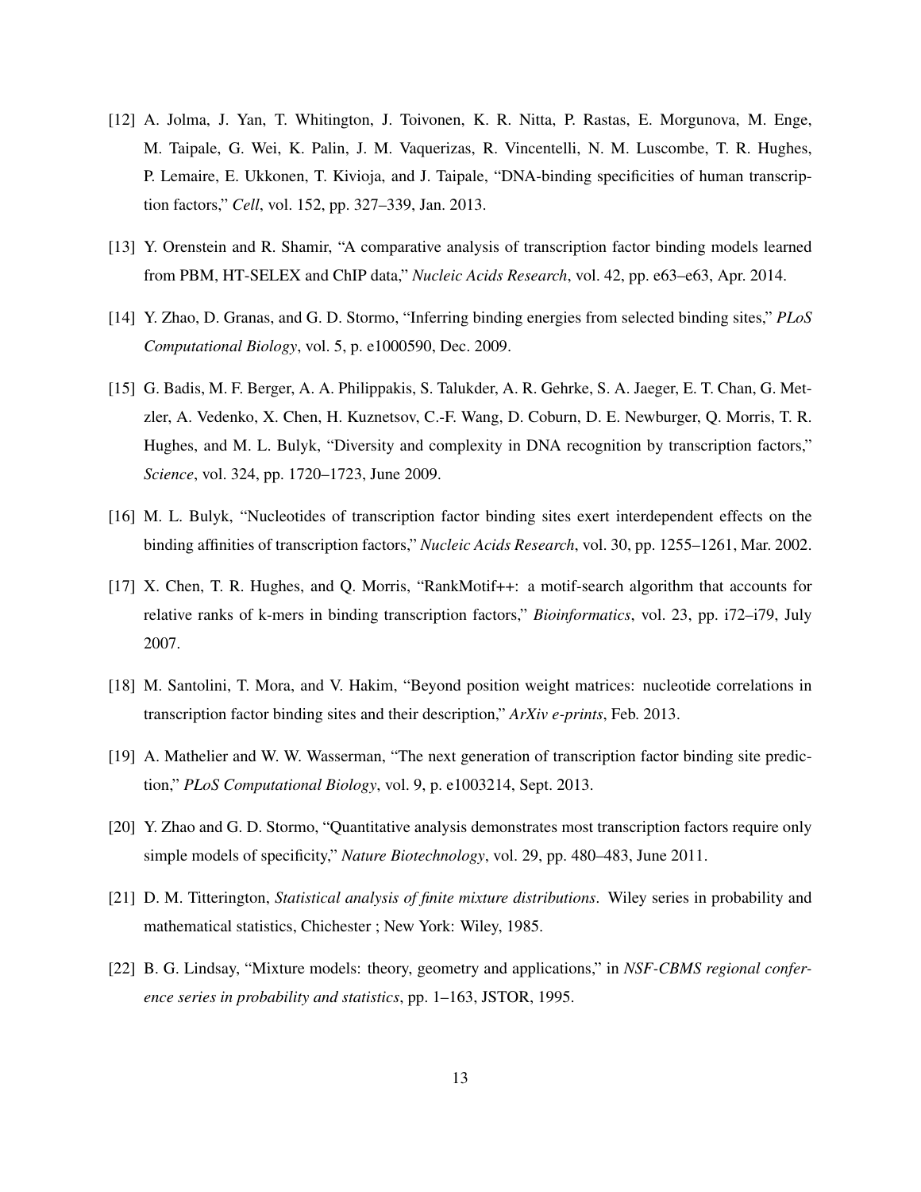[12] A. Jolma, J. Yan, T. Whitington, J. Toivonen, K. R. Nitta, P. Rastas, E. Morgunova, M. Enge, M. Taipale, G. Wei, K. Palin, J. M. Vaquerizas, R. Vincentelli, N. M. Luscombe, T. R. Hughes, P. Lemaire, E. Ukkonen, T. Kivioja, and J. Taipale, "DNA-binding specificities of human transcription factors," *Cell*, vol. 152, pp. 327–339, Jan. 2013.

[13] Y. Orenstein and R. Shamir, "A comparative analysis of transcription factor binding models learned from PBM, HT-SELEX and ChIP data," *Nucleic Acids Research*, vol. 42, pp. e63–e63, Apr. 2014.

[14] Y. Zhao, D. Granas, and G. D. Stormo, "Inferring binding energies from selected binding sites," *PLoS Computational Biology*, vol. 5, p. e1000590, Dec. 2009.

[15] G. Badis, M. F. Berger, A. A. Philippakis, S. Talukder, A. R. Gehrke, S. A. Jaeger, E. T. Chan, G. Metzler, A. Vedenko, X. Chen, H. Kuznetsov, C.-F. Wang, D. Coburn, D. E. Newburger, Q. Morris, T. R. Hughes, and M. L. Bulyk, "Diversity and complexity in DNA recognition by transcription factors," *Science*, vol. 324, pp. 1720–1723, June 2009.

[16] M. L. Bulyk, "Nucleotides of transcription factor binding sites exert interdependent effects on the binding affinities of transcription factors," *Nucleic Acids Research*, vol. 30, pp. 1255–1261, Mar. 2002.

[17] X. Chen, T. R. Hughes, and Q. Morris, "RankMotif++: a motif-search algorithm that accounts for relative ranks of k-mers in binding transcription factors," *Bioinformatics*, vol. 23, pp. i72–i79, July 2007.

[18] M. Santolini, T. Mora, and V. Hakim, "Beyond position weight matrices: nucleotide correlations in transcription factor binding sites and their description," *ArXiv e-prints*, Feb. 2013.

[19] A. Mathelier and W. W. Wasserman, "The next generation of transcription factor binding site prediction," *PLoS Computational Biology*, vol. 9, p. e1003214, Sept. 2013.

[20] Y. Zhao and G. D. Stormo, "Quantitative analysis demonstrates most transcription factors require only simple models of specificity," *Nature Biotechnology*, vol. 29, pp. 480–483, June 2011.

[21] D. M. Titterington, *Statistical analysis of finite mixture distributions*. Wiley series in probability and mathematical statistics, Chichester ; New York: Wiley, 1985.

[22] B. G. Lindsay, "Mixture models: theory, geometry and applications," in *NSF-CBMS regional conference series in probability and statistics*, pp. 1–163, JSTOR, 1995.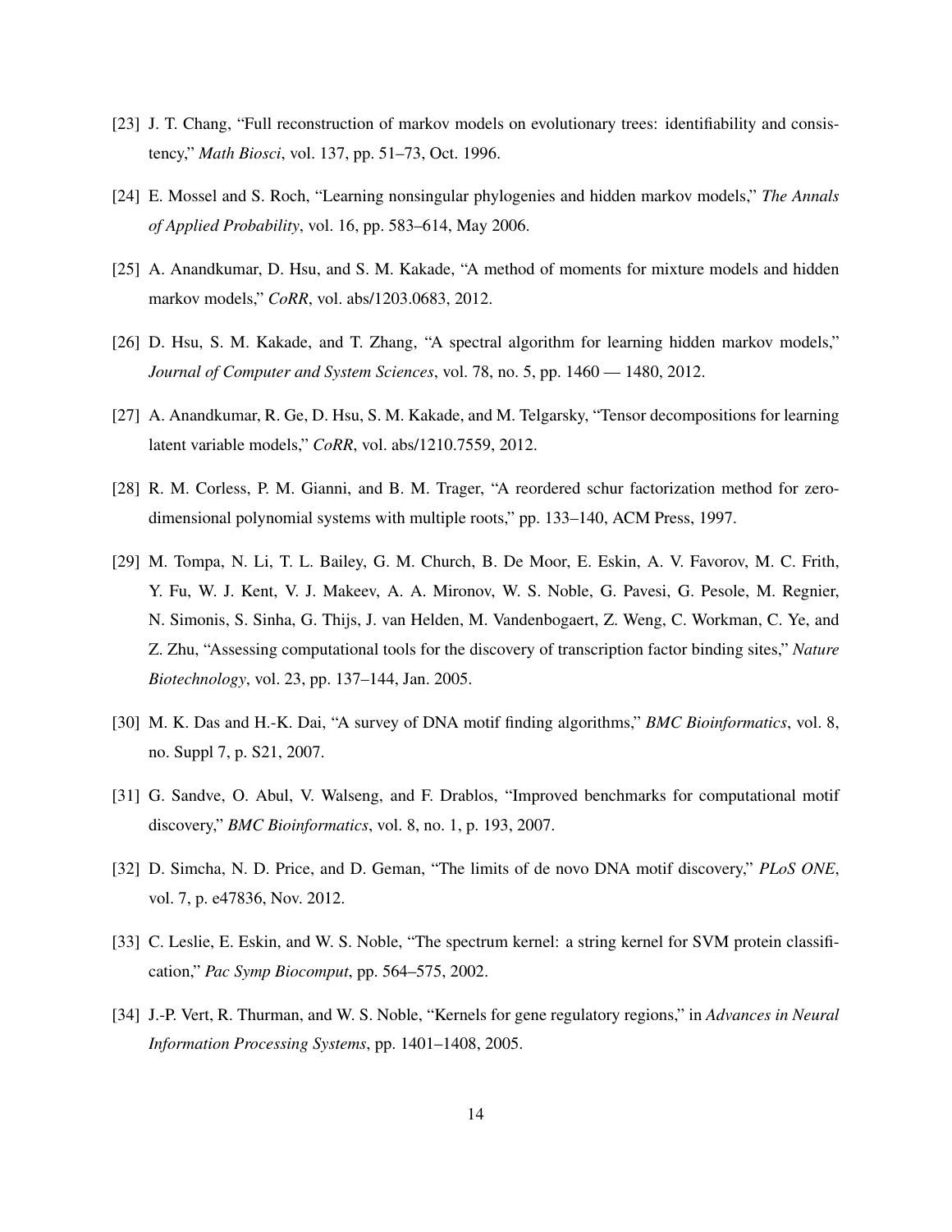[23] J. T. Chang, "Full reconstruction of markov models on evolutionary trees: identifiability and consistency," *Math Biosci*, vol. 137, pp. 51–73, Oct. 1996.

[24] E. Mossel and S. Roch, "Learning nonsingular phylogenies and hidden markov models," *The Annals of Applied Probability*, vol. 16, pp. 583–614, May 2006.

[25] A. Anandkumar, D. Hsu, and S. M. Kakade, "A method of moments for mixture models and hidden markov models," *CoRR*, vol. abs/1203.0683, 2012.

[26] D. Hsu, S. M. Kakade, and T. Zhang, "A spectral algorithm for learning hidden markov models," *Journal of Computer and System Sciences*, vol. 78, no. 5, pp. 1460 — 1480, 2012.

[27] A. Anandkumar, R. Ge, D. Hsu, S. M. Kakade, and M. Telgarsky, "Tensor decompositions for learning latent variable models," *CoRR*, vol. abs/1210.7559, 2012.

[28] R. M. Corless, P. M. Gianni, and B. M. Trager, "A reordered schur factorization method for zero-dimensional polynomial systems with multiple roots," pp. 133–140, ACM Press, 1997.

[29] M. Tompa, N. Li, T. L. Bailey, G. M. Church, B. De Moor, E. Eskin, A. V. Favorov, M. C. Frith, Y. Fu, W. J. Kent, V. J. Makeev, A. A. Mironov, W. S. Noble, G. Pavesi, G. Pesole, M. Regnier, N. Simonis, S. Sinha, G. Thijs, J. van Helden, M. Vandenbogaert, Z. Weng, C. Workman, C. Ye, and Z. Zhu, "Assessing computational tools for the discovery of transcription factor binding sites," *Nature Biotechnology*, vol. 23, pp. 137–144, Jan. 2005.

[30] M. K. Das and H.-K. Dai, "A survey of DNA motif finding algorithms," *BMC Bioinformatics*, vol. 8, no. Suppl 7, p. S21, 2007.

[31] G. Sandve, O. Abul, V. Walseng, and F. Drablos, "Improved benchmarks for computational motif discovery," *BMC Bioinformatics*, vol. 8, no. 1, p. 193, 2007.

[32] D. Simcha, N. D. Price, and D. Geman, "The limits of de novo DNA motif discovery," *PLoS ONE*, vol. 7, p. e47836, Nov. 2012.

[33] C. Leslie, E. Eskin, and W. S. Noble, "The spectrum kernel: a string kernel for SVM protein classification," *Pac Symp Biocomput*, pp. 564–575, 2002.

[34] J.-P. Vert, R. Thurman, and W. S. Noble, "Kernels for gene regulatory regions," in *Advances in Neural Information Processing Systems*, pp. 1401–1408, 2005.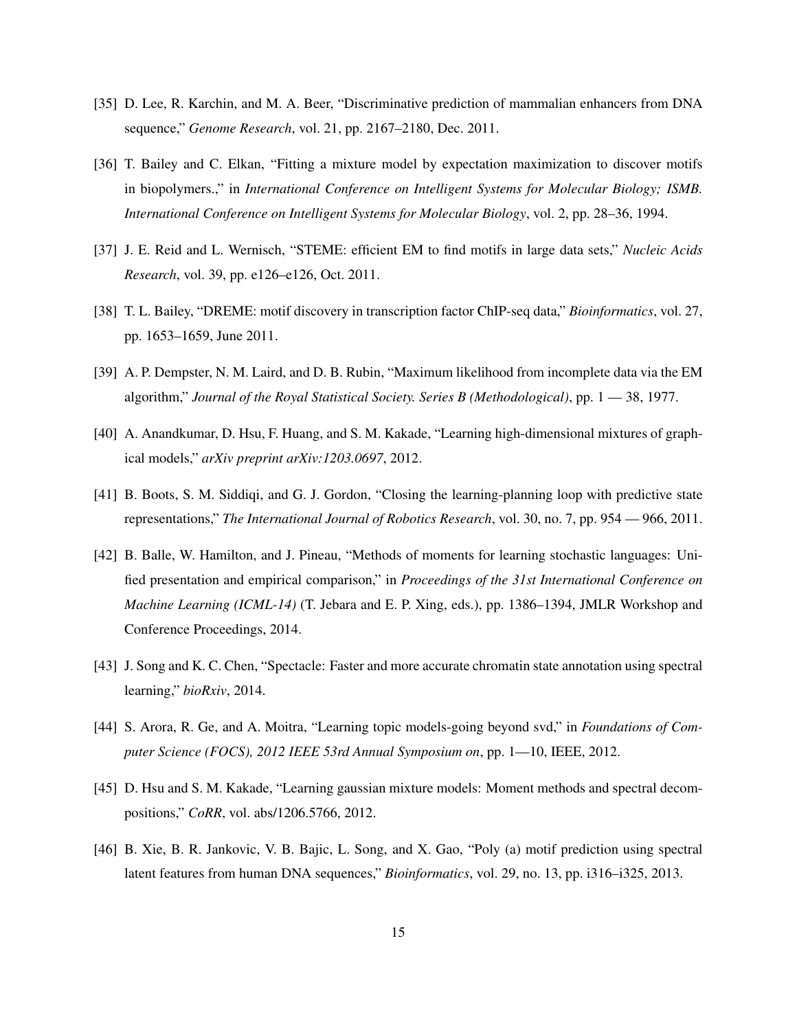[35] D. Lee, R. Karchin, and M. A. Beer, “Discriminative prediction of mammalian enhancers from DNA sequence,” *Genome Research*, vol. 21, pp. 2167–2180, Dec. 2011.

[36] T. Bailey and C. Elkan, “Fitting a mixture model by expectation maximization to discover motifs in biopolymers.,” in *International Conference on Intelligent Systems for Molecular Biology; ISMB. International Conference on Intelligent Systems for Molecular Biology*, vol. 2, pp. 28–36, 1994.

[37] J. E. Reid and L. Wernisch, “STEME: efficient EM to find motifs in large data sets,” *Nucleic Acids Research*, vol. 39, pp. e126–e126, Oct. 2011.

[38] T. L. Bailey, “DREME: motif discovery in transcription factor ChIP-seq data,” *Bioinformatics*, vol. 27, pp. 1653–1659, June 2011.

[39] A. P. Dempster, N. M. Laird, and D. B. Rubin, “Maximum likelihood from incomplete data via the EM algorithm,” *Journal of the Royal Statistical Society. Series B (Methodological)*, pp. 1 — 38, 1977.

[40] A. Anandkumar, D. Hsu, F. Huang, and S. M. Kakade, “Learning high-dimensional mixtures of graphical models,” *arXiv preprint arXiv:1203.0697*, 2012.

[41] B. Boots, S. M. Siddiqi, and G. J. Gordon, “Closing the learning-planning loop with predictive state representations,” *The International Journal of Robotics Research*, vol. 30, no. 7, pp. 954 — 966, 2011.

[42] B. Balle, W. Hamilton, and J. Pineau, “Methods of moments for learning stochastic languages: Unified presentation and empirical comparison,” in *Proceedings of the 31st International Conference on Machine Learning (ICML-14)* (T. Jebara and E. P. Xing, eds.), pp. 1386–1394, JMLR Workshop and Conference Proceedings, 2014.

[43] J. Song and K. C. Chen, “Spectacle: Faster and more accurate chromatin state annotation using spectral learning,” *bioRxiv*, 2014.

[44] S. Arora, R. Ge, and A. Moitra, “Learning topic models-going beyond svd,” in *Foundations of Computer Science (FOCS), 2012 IEEE 53rd Annual Symposium on*, pp. 1—10, IEEE, 2012.

[45] D. Hsu and S. M. Kakade, “Learning gaussian mixture models: Moment methods and spectral decompositions,” *CoRR*, vol. abs/1206.5766, 2012.

[46] B. Xie, B. R. Jankovic, V. B. Bajic, L. Song, and X. Gao, “Poly (a) motif prediction using spectral latent features from human DNA sequences,” *Bioinformatics*, vol. 29, no. 13, pp. i316–i325, 2013.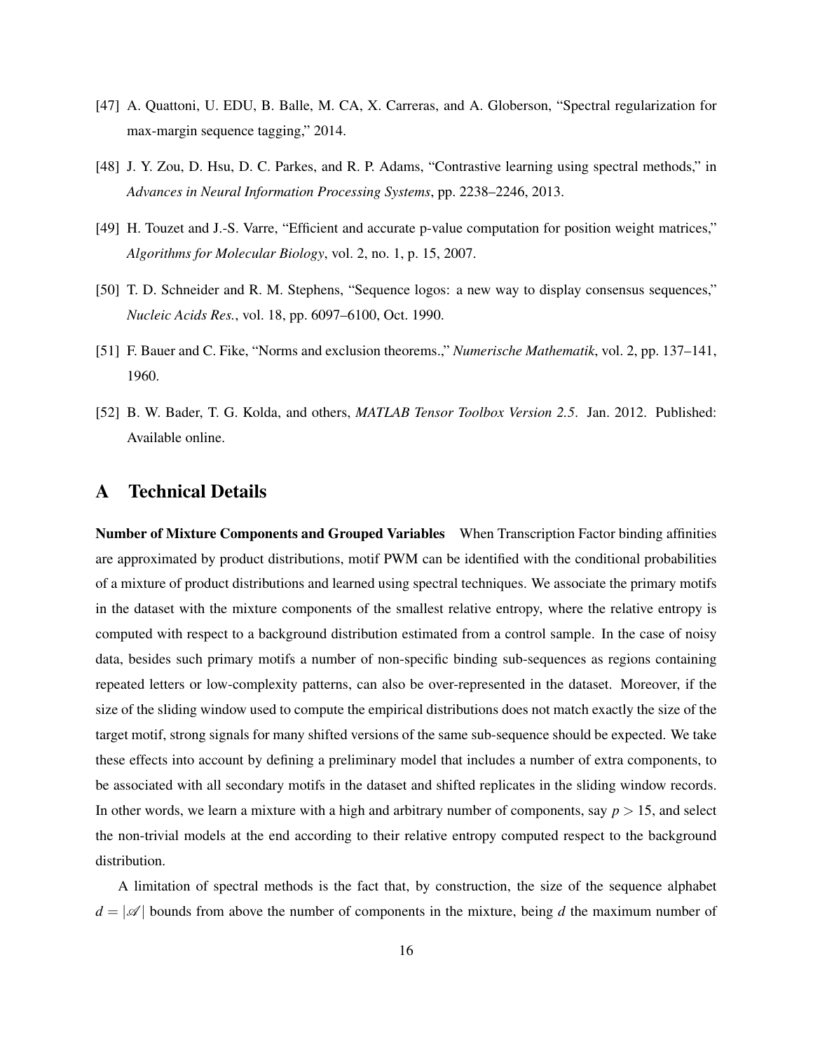[47] A. Quattoni, U. EDU, B. Balle, M. CA, X. Carreras, and A. Globerson, "Spectral regularization for max-margin sequence tagging," 2014.

[48] J. Y. Zou, D. Hsu, D. C. Parkes, and R. P. Adams, "Contrastive learning using spectral methods," in *Advances in Neural Information Processing Systems*, pp. 2238–2246, 2013.

[49] H. Touzet and J.-S. Varre, "Efficient and accurate p-value computation for position weight matrices," *Algorithms for Molecular Biology*, vol. 2, no. 1, p. 15, 2007.

[50] T. D. Schneider and R. M. Stephens, "Sequence logos: a new way to display consensus sequences," *Nucleic Acids Res.*, vol. 18, pp. 6097–6100, Oct. 1990.

[51] F. Bauer and C. Fike, "Norms and exclusion theorems.," *Numerische Mathematik*, vol. 2, pp. 137–141, 1960.

[52] B. W. Bader, T. G. Kolda, and others, *MATLAB Tensor Toolbox Version 2.5*. Jan. 2012. Published: Available online.

# A Technical Details

**Number of Mixture Components and Grouped Variables** When Transcription Factor binding affinities are approximated by product distributions, motif PWM can be identified with the conditional probabilities of a mixture of product distributions and learned using spectral techniques. We associate the primary motifs in the dataset with the mixture components of the smallest relative entropy, where the relative entropy is computed with respect to a background distribution estimated from a control sample. In the case of noisy data, besides such primary motifs a number of non-specific binding sub-sequences as regions containing repeated letters or low-complexity patterns, can also be over-represented in the dataset. Moreover, if the size of the sliding window used to compute the empirical distributions does not match exactly the size of the target motif, strong signals for many shifted versions of the same sub-sequence should be expected. We take these effects into account by defining a preliminary model that includes a number of extra components, to be associated with all secondary motifs in the dataset and shifted replicates in the sliding window records. In other words, we learn a mixture with a high and arbitrary number of components, say $p > 15$, and select the non-trivial models at the end according to their relative entropy computed respect to the background distribution.

A limitation of spectral methods is the fact that, by construction, the size of the sequence alphabet $d = |\mathscr{A}|$ bounds from above the number of components in the mixture, being $d$ the maximum number of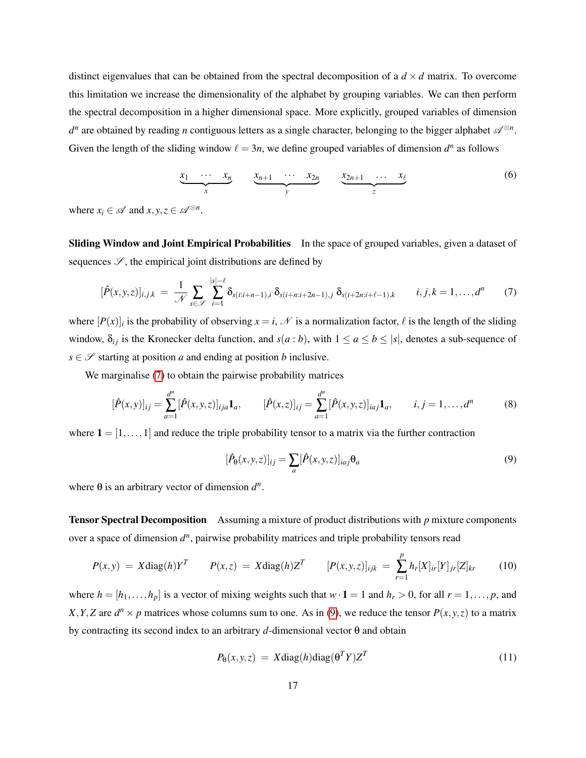distinct eigenvalues that can be obtained from the spectral decomposition of a $d \times d$ matrix. To overcome this limitation we increase the dimensionality of the alphabet by grouping variables. We can then perform the spectral decomposition in a higher dimensional space. More explicitly, grouped variables of dimension $d^n$ are obtained by reading $n$ contiguous letters as a single character, belonging to the bigger alphabet $\mathscr{A}^{\otimes n}$. Given the length of the sliding window $\ell = 3n$, we define grouped variables of dimension $d^n$ as follows

$$\underbrace{x_1 \quad \cdots \quad x_n}_{x} \qquad \underbrace{x_{n+1} \quad \cdots \quad x_{2n}}_{y} \qquad \underbrace{x_{2n+1} \quad \cdots \quad x_\ell}_{z} \tag{6}$$

where $x_i \in \mathscr{A}$ and $x, y, z \in \mathscr{A}^{\otimes n}$.

**Sliding Window and Joint Empirical Probabilities** In the space of grouped variables, given a dataset of sequences $\mathscr{S}$, the empirical joint distributions are defined by

$$[\hat{P}(x,y,z)]_{i,j,k} \;=\; \frac{1}{\mathscr{N}} \sum_{s \in \mathscr{S}} \sum_{i=1}^{|s|-\ell} \delta_{s(i:i+n-1),i}\, \delta_{s(i+n:i+2n-1),j}\, \delta_{s(i+2n:i+\ell-1),k} \qquad i,j,k = 1,\ldots,d^n \tag{7}$$

where $[P(x)]_i$ is the probability of observing $x = i$, $\mathscr{N}$ is a normalization factor, $\ell$ is the length of the sliding window, $\delta_{ij}$ is the Kronecker delta function, and $s(a:b)$, with $1 \leq a \leq b \leq |s|$, denotes a sub-sequence of $s \in \mathscr{S}$ starting at position $a$ and ending at position $b$ inclusive.

We marginalise (7) to obtain the pairwise probability matrices

$$[\hat{P}(x,y)]_{ij} = \sum_{a=1}^{d^n} [\hat{P}(x,y,z)]_{ija} \mathbf{1}_a, \qquad [\hat{P}(x,z)]_{ij} = \sum_{a=1}^{d^n} [\hat{P}(x,y,z)]_{iaj} \mathbf{1}_a, \qquad i,j = 1,\ldots,d^n \tag{8}$$

where $\mathbf{1} = [1,\ldots,1]$ and reduce the triple probability tensor to a matrix via the further contraction

$$[\hat{P}_\theta(x,y,z)]_{ij} = \sum_a [\hat{P}(x,y,z)]_{iaj} \theta_a \tag{9}$$

where $\theta$ is an arbitrary vector of dimension $d^n$.

**Tensor Spectral Decomposition** Assuming a mixture of product distributions with $p$ mixture components over a space of dimension $d^n$, pairwise probability matrices and triple probability tensors read

$$P(x,y) \;=\; X \mathrm{diag}(h) Y^T \qquad P(x,z) \;=\; X \mathrm{diag}(h) Z^T \qquad [P(x,y,z)]_{ijk} \;=\; \sum_{r=1}^{p} h_r [X]_{ir} [Y]_{jr} [Z]_{kr} \tag{10}$$

where $h = [h_1,\ldots,h_p]$ is a vector of mixing weights such that $w \cdot \mathbf{1} = 1$ and $h_r > 0$, for all $r = 1,\ldots,p$, and $X, Y, Z$ are $d^n \times p$ matrices whose columns sum to one. As in (9), we reduce the tensor $P(x,y,z)$ to a matrix by contracting its second index to an arbitrary $d$-dimensional vector $\theta$ and obtain

$$P_\theta(x,y,z) \;=\; X \mathrm{diag}(h) \mathrm{diag}(\theta^T Y) Z^T \tag{11}$$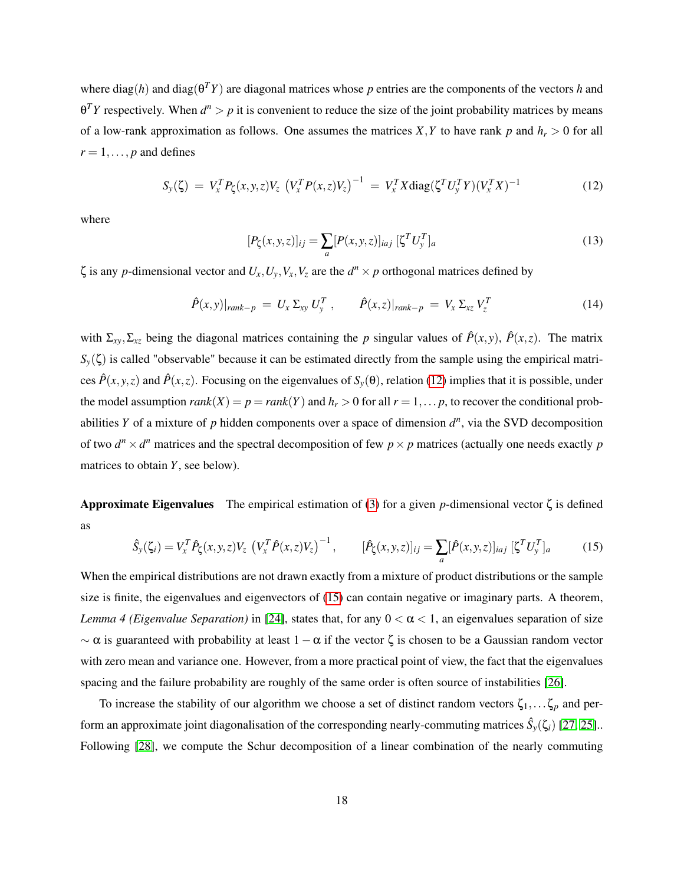where $\text{diag}(h)$ and $\text{diag}(\theta^T Y)$ are diagonal matrices whose $p$ entries are the components of the vectors $h$ and $\theta^T Y$ respectively. When $d^n > p$ it is convenient to reduce the size of the joint probability matrices by means of a low-rank approximation as follows. One assumes the matrices $X, Y$ to have rank $p$ and $h_r > 0$ for all $r = 1, \ldots, p$ and defines

$$S_y(\zeta) \;=\; V_x^T P_\zeta(x,y,z) V_z \, \left(V_x^T P(x,z) V_z\right)^{-1} \;=\; V_x^T X \text{diag}(\zeta^T U_y^T Y)(V_x^T X)^{-1} \tag{12}$$

where

$$[P_\zeta(x,y,z)]_{ij} = \sum_a [P(x,y,z)]_{iaj} \, [\zeta^T U_y^T]_a \tag{13}$$

$\zeta$ is any $p$-dimensional vector and $U_x, U_y, V_x, V_z$ are the $d^n \times p$ orthogonal matrices defined by

$$\hat{P}(x,y)|_{rank-p} \;=\; U_x \, \Sigma_{xy} \, U_y^T \;, \qquad \hat{P}(x,z)|_{rank-p} \;=\; V_x \, \Sigma_{xz} \, V_z^T \tag{14}$$

with $\Sigma_{xy}, \Sigma_{xz}$ being the diagonal matrices containing the $p$ singular values of $\hat{P}(x,y)$, $\hat{P}(x,z)$. The matrix $S_y(\zeta)$ is called "observable" because it can be estimated directly from the sample using the empirical matrices $\hat{P}(x,y,z)$ and $\hat{P}(x,z)$. Focusing on the eigenvalues of $S_y(\theta)$, relation (12) implies that it is possible, under the model assumption $rank(X) = p = rank(Y)$ and $h_r > 0$ for all $r = 1, \ldots p$, to recover the conditional probabilities $Y$ of a mixture of $p$ hidden components over a space of dimension $d^n$, via the SVD decomposition of two $d^n \times d^n$ matrices and the spectral decomposition of few $p \times p$ matrices (actually one needs exactly $p$ matrices to obtain $Y$, see below).

**Approximate Eigenvalues** The empirical estimation of (3) for a given $p$-dimensional vector $\zeta$ is defined as

$$\hat{S}_y(\zeta_i) = V_x^T \hat{P}_\zeta(x,y,z) V_z \, \left(V_x^T \hat{P}(x,z) V_z\right)^{-1}, \qquad [\hat{P}_\zeta(x,y,z)]_{ij} = \sum_a [\hat{P}(x,y,z)]_{iaj} \, [\zeta^T U_y^T]_a \tag{15}$$

When the empirical distributions are not drawn exactly from a mixture of product distributions or the sample size is finite, the eigenvalues and eigenvectors of (15) can contain negative or imaginary parts. A theorem, *Lemma 4 (Eigenvalue Separation)* in [24], states that, for any $0 < \alpha < 1$, an eigenvalues separation of size $\sim \alpha$ is guaranteed with probability at least $1 - \alpha$ if the vector $\zeta$ is chosen to be a Gaussian random vector with zero mean and variance one. However, from a more practical point of view, the fact that the eigenvalues spacing and the failure probability are roughly of the same order is often source of instabilities [26].

To increase the stability of our algorithm we choose a set of distinct random vectors $\zeta_1, \ldots \zeta_p$ and perform an approximate joint diagonalisation of the corresponding nearly-commuting matrices $\hat{S}_y(\zeta_i)$ [27, 25].. Following [28], we compute the Schur decomposition of a linear combination of the nearly commuting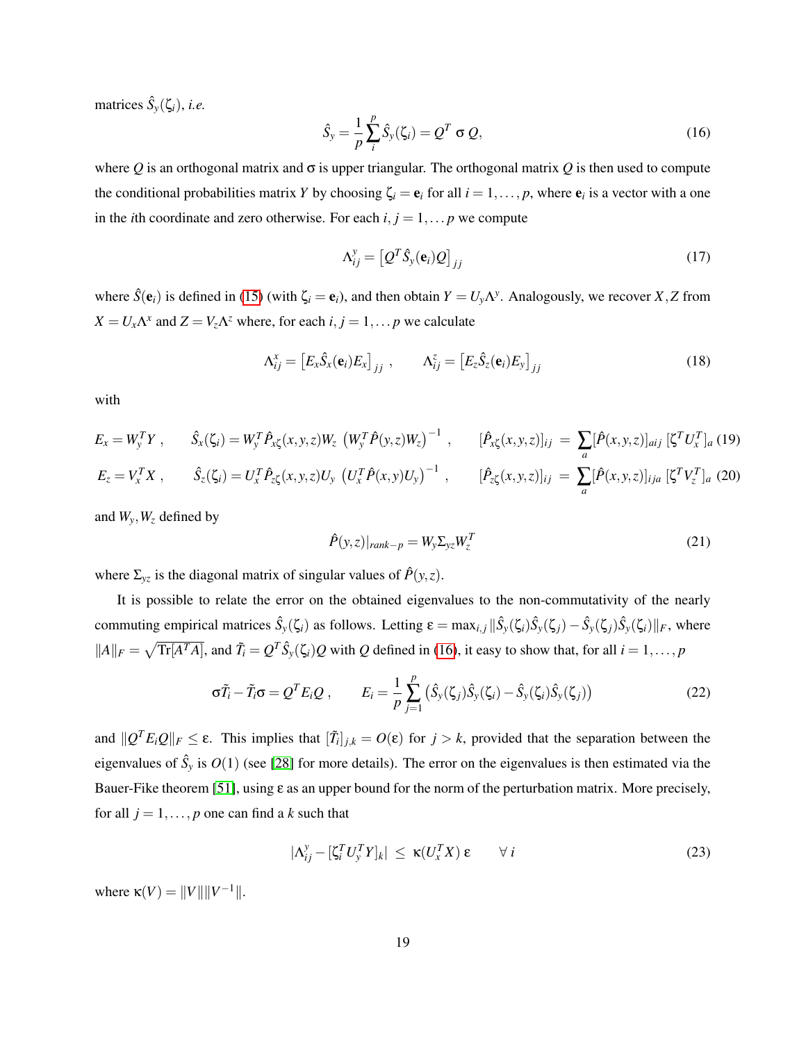matrices $\hat{S}_y(\zeta_i)$, *i.e.*

$$\hat{S}_y = \frac{1}{p}\sum_i^p \hat{S}_y(\zeta_i) = Q^T\, \sigma\, Q, \tag{16}$$

where $Q$ is an orthogonal matrix and $\sigma$ is upper triangular. The orthogonal matrix $Q$ is then used to compute the conditional probabilities matrix $Y$ by choosing $\zeta_i = \mathbf{e}_i$ for all $i = 1,\dots,p$, where $\mathbf{e}_i$ is a vector with a one in the $i$th coordinate and zero otherwise. For each $i, j = 1,\dots p$ we compute

$$\Lambda^y_{ij} = \left[Q^T \hat{S}_y(\mathbf{e}_i) Q\right]_{jj} \tag{17}$$

where $\hat{S}(\mathbf{e}_i)$ is defined in (15) (with $\zeta_i = \mathbf{e}_i$), and then obtain $Y = U_y \Lambda^y$. Analogously, we recover $X, Z$ from $X = U_x \Lambda^x$ and $Z = V_z \Lambda^z$ where, for each $i, j = 1,\dots p$ we calculate

$$\Lambda^x_{ij} = \left[E_x \hat{S}_x(\mathbf{e}_i) E_x\right]_{jj}\ , \qquad \Lambda^z_{ij} = \left[E_z \hat{S}_z(\mathbf{e}_i) E_y\right]_{jj} \tag{18}$$

with

$$E_x = W_y^T Y\ , \qquad \hat{S}_x(\zeta_i) = W_y^T \hat{P}_{x\zeta}(x,y,z) W_z \left(W_y^T \hat{P}(y,z) W_z\right)^{-1}\ , \qquad [\hat{P}_{x\zeta}(x,y,z)]_{ij} = \sum_a [\hat{P}(x,y,z)]_{aij}\, [\zeta^T U_x^T]_a \tag{19}$$

$$E_z = V_x^T X\ , \qquad \hat{S}_z(\zeta_i) = U_x^T \hat{P}_{z\zeta}(x,y,z) U_y \left(U_x^T \hat{P}(x,y) U_y\right)^{-1}\ , \qquad [\hat{P}_{z\zeta}(x,y,z)]_{ij} = \sum_a [\hat{P}(x,y,z)]_{ija}\, [\zeta^T V_z^T]_a \tag{20}$$

and $W_y, W_z$ defined by

$$\hat{P}(y,z)|_{rank-p} = W_y \Sigma_{yz} W_z^T \tag{21}$$

where $\Sigma_{yz}$ is the diagonal matrix of singular values of $\hat{P}(y,z)$.

It is possible to relate the error on the obtained eigenvalues to the non-commutativity of the nearly commuting empirical matrices $\hat{S}_y(\zeta_i)$ as follows. Letting $\varepsilon = \max_{i,j} \|\hat{S}_y(\zeta_i)\hat{S}_y(\zeta_j) - \hat{S}_y(\zeta_j)\hat{S}_y(\zeta_i)\|_F$, where $\|A\|_F = \sqrt{\mathrm{Tr}[A^T A]}$, and $\tilde{T}_i = Q^T \hat{S}_y(\zeta_i) Q$ with $Q$ defined in (16), it easy to show that, for all $i = 1,\dots,p$

$$\sigma \tilde{T}_i - \tilde{T}_i \sigma = Q^T E_i Q\ , \qquad E_i = \frac{1}{p}\sum_{j=1}^p \left(\hat{S}_y(\zeta_j)\hat{S}_y(\zeta_i) - \hat{S}_y(\zeta_i)\hat{S}_y(\zeta_j)\right) \tag{22}$$

and $\|Q^T E_i Q\|_F \leq \varepsilon$. This implies that $[\tilde{T}_i]_{j,k} = O(\varepsilon)$ for $j > k$, provided that the separation between the eigenvalues of $\hat{S}_y$ is $O(1)$ (see [28] for more details). The error on the eigenvalues is then estimated via the Bauer-Fike theorem [51], using $\varepsilon$ as an upper bound for the norm of the perturbation matrix. More precisely, for all $j = 1,\dots,p$ one can find a $k$ such that

$$|\Lambda^y_{ij} - [\zeta_i^T U_y^T Y]_k| \ \leq\ \kappa(U_x^T X)\, \varepsilon \qquad \forall\ i \tag{23}$$

where $\kappa(V) = \|V\|\|V^{-1}\|$.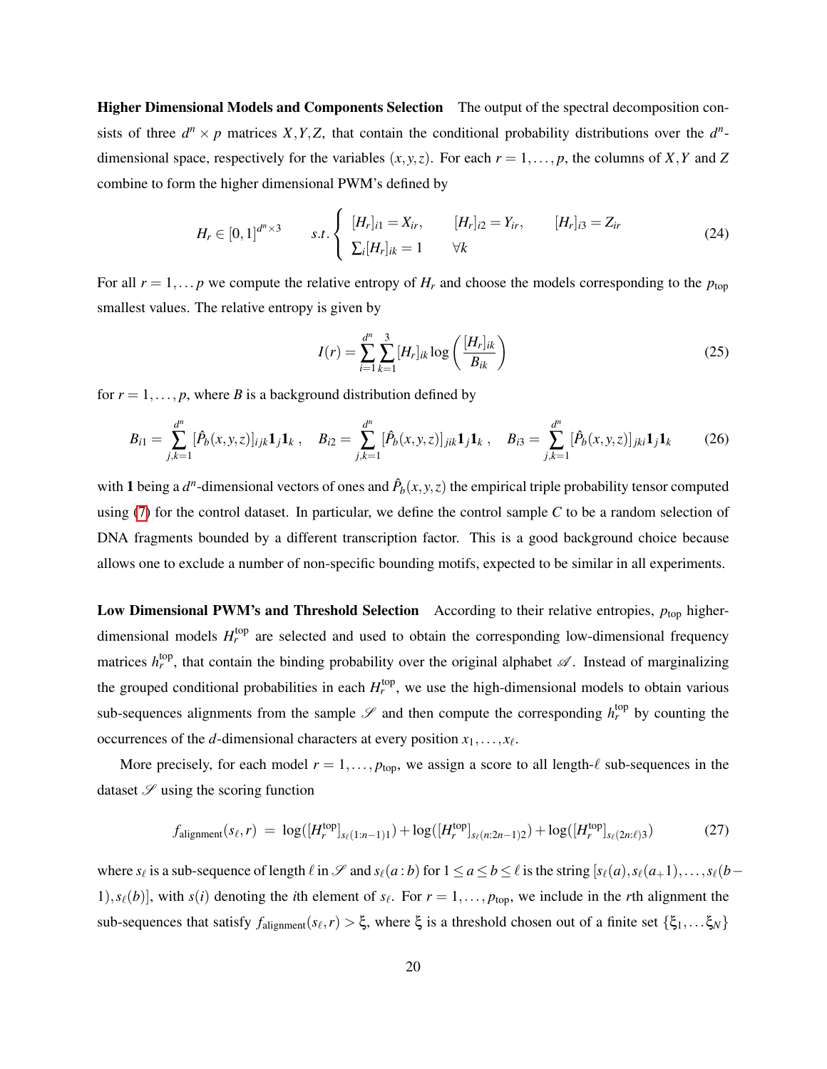**Higher Dimensional Models and Components Selection** The output of the spectral decomposition consists of three $d^n \times p$ matrices $X, Y, Z$, that contain the conditional probability distributions over the $d^n$-dimensional space, respectively for the variables $(x, y, z)$. For each $r = 1, \ldots, p$, the columns of $X, Y$ and $Z$ combine to form the higher dimensional PWM's defined by

$$H_r \in [0,1]^{d^n \times 3} \qquad s.t. \begin{cases} [H_r]_{i1} = X_{ir}, \qquad [H_r]_{i2} = Y_{ir}, \qquad [H_r]_{i3} = Z_{ir} \\ \sum_i [H_r]_{ik} = 1 \qquad \forall k \end{cases} \tag{24}$$

For all $r = 1, \ldots p$ we compute the relative entropy of $H_r$ and choose the models corresponding to the $p_{\text{top}}$ smallest values. The relative entropy is given by

$$I(r) = \sum_{i=1}^{d^n} \sum_{k=1}^{3} [H_r]_{ik} \log \left( \frac{[H_r]_{ik}}{B_{ik}} \right) \tag{25}$$

for $r = 1, \ldots, p$, where $B$ is a background distribution defined by

$$B_{i1} = \sum_{j,k=1}^{d^n} [\hat{P}_b(x,y,z)]_{ijk} \mathbf{1}_j \mathbf{1}_k \,, \quad B_{i2} = \sum_{j,k=1}^{d^n} [\hat{P}_b(x,y,z)]_{jik} \mathbf{1}_j \mathbf{1}_k \,, \quad B_{i3} = \sum_{j,k=1}^{d^n} [\hat{P}_b(x,y,z)]_{jki} \mathbf{1}_j \mathbf{1}_k \tag{26}$$

with $\mathbf{1}$ being a $d^n$-dimensional vectors of ones and $\hat{P}_b(x,y,z)$ the empirical triple probability tensor computed using (7) for the control dataset. In particular, we define the control sample $C$ to be a random selection of DNA fragments bounded by a different transcription factor. This is a good background choice because allows one to exclude a number of non-specific bounding motifs, expected to be similar in all experiments.

**Low Dimensional PWM's and Threshold Selection** According to their relative entropies, $p_{\text{top}}$ higher-dimensional models $H_r^{\text{top}}$ are selected and used to obtain the corresponding low-dimensional frequency matrices $h_r^{\text{top}}$, that contain the binding probability over the original alphabet $\mathscr{A}$. Instead of marginalizing the grouped conditional probabilities in each $H_r^{\text{top}}$, we use the high-dimensional models to obtain various sub-sequences alignments from the sample $\mathscr{S}$ and then compute the corresponding $h_r^{\text{top}}$ by counting the occurrences of the $d$-dimensional characters at every position $x_1, \ldots, x_\ell$.

More precisely, for each model $r = 1, \ldots, p_{\text{top}}$, we assign a score to all length-$\ell$ sub-sequences in the dataset $\mathscr{S}$ using the scoring function

$$f_{\text{alignment}}(s_\ell, r) \;=\; \log([H_r^{\text{top}}]_{s_\ell(1:n-1)1}) + \log([H_r^{\text{top}}]_{s_\ell(n:2n-1)2}) + \log([H_r^{\text{top}}]_{s_\ell(2n:\ell)3}) \tag{27}$$

where $s_\ell$ is a sub-sequence of length $\ell$ in $\mathscr{S}$ and $s_\ell(a:b)$ for $1 \leq a \leq b \leq \ell$ is the string $[s_\ell(a), s_\ell(a_+1), \ldots, s_\ell(b-1), s_\ell(b)]$, with $s(i)$ denoting the $i$th element of $s_\ell$. For $r = 1, \ldots, p_{\text{top}}$, we include in the $r$th alignment the sub-sequences that satisfy $f_{\text{alignment}}(s_\ell, r) > \xi$, where $\xi$ is a threshold chosen out of a finite set $\{\xi_1, \ldots \xi_N\}$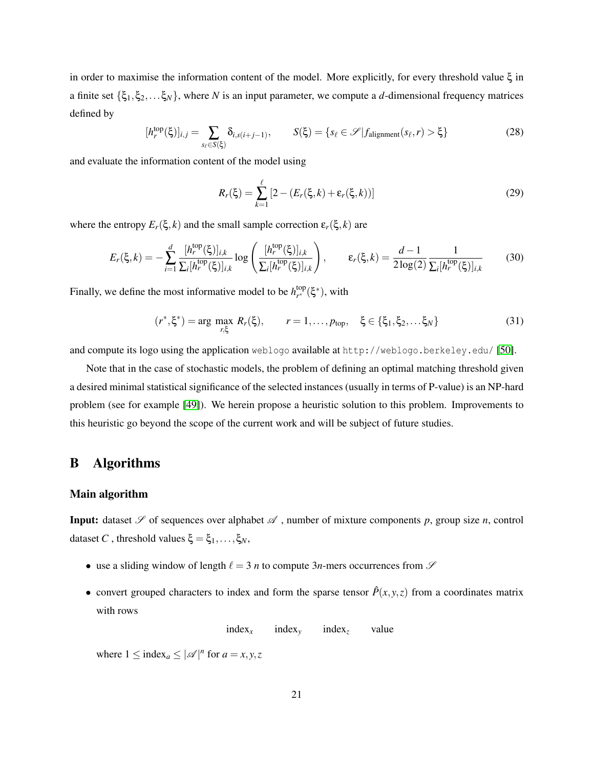in order to maximise the information content of the model. More explicitly, for every threshold value $\xi$ in a finite set $\{\xi_1, \xi_2, \dots \xi_N\}$, where $N$ is an input parameter, we compute a $d$-dimensional frequency matrices defined by

$$[h_r^{\text{top}}(\xi)]_{i,j} = \sum_{s_\ell \in S(\xi)} \delta_{i,s(i+j-1)}, \qquad S(\xi) = \{s_\ell \in \mathscr{S} | f_{\text{alignment}}(s_\ell, r) > \xi\} \tag{28}$$

and evaluate the information content of the model using

$$R_r(\xi) = \sum_{k=1}^{\ell} \left[2 - (E_r(\xi,k) + \varepsilon_r(\xi,k))\right] \tag{29}$$

where the entropy $E_r(\xi,k)$ and the small sample correction $\varepsilon_r(\xi,k)$ are

$$E_r(\xi,k) = -\sum_{i=1}^{d} \frac{[h_r^{\text{top}}(\xi)]_{i,k}}{\sum_i [h_r^{\text{top}}(\xi)]_{i,k}} \log\left(\frac{[h_r^{\text{top}}(\xi)]_{i,k}}{\sum_i [h_r^{\text{top}}(\xi)]_{i,k}}\right), \qquad \varepsilon_r(\xi,k) = \frac{d-1}{2\log(2)} \frac{1}{\sum_i [h_r^{\text{top}}(\xi)]_{i,k}} \tag{30}$$

Finally, we define the most informative model to be $h_{r^*}^{\text{top}}(\xi^*)$, with

$$(r^*, \xi^*) = \arg\max_{r,\xi} R_r(\xi), \qquad r = 1, \dots, p_{\text{top}}, \quad \xi \in \{\xi_1, \xi_2, \dots \xi_N\} \tag{31}$$

and compute its logo using the application `weblogo` available at `http://weblogo.berkeley.edu/` [50].

Note that in the case of stochastic models, the problem of defining an optimal matching threshold given a desired minimal statistical significance of the selected instances (usually in terms of P-value) is an NP-hard problem (see for example [49]). We herein propose a heuristic solution to this problem. Improvements to this heuristic go beyond the scope of the current work and will be subject of future studies.

# B Algorithms

### Main algorithm

**Input:** dataset $\mathscr{S}$ of sequences over alphabet $\mathscr{A}$ , number of mixture components $p$, group size $n$, control dataset $C$ , threshold values $\xi = \xi_1, \dots, \xi_N$,

- use a sliding window of length $\ell = 3\,n$ to compute $3n$-mers occurrences from $\mathscr{S}$
- convert grouped characters to index and form the sparse tensor $\hat{P}(x,y,z)$ from a coordinates matrix with rows

  $$\text{index}_x \qquad \text{index}_y \qquad \text{index}_z \qquad \text{value}$$

  where $1 \leq \text{index}_a \leq |\mathscr{A}|^n$ for $a = x,y,z$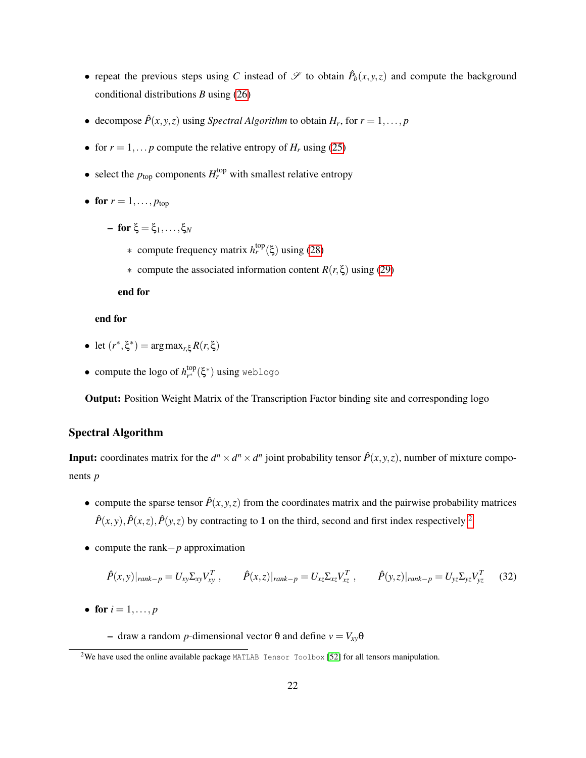- repeat the previous steps using $C$ instead of $\mathscr{S}$ to obtain $\hat{P}_b(x,y,z)$ and compute the background conditional distributions $B$ using (26)
- decompose $\hat{P}(x,y,z)$ using *Spectral Algorithm* to obtain $H_r$, for $r = 1,\dots,p$
- for $r = 1,\dots p$ compute the relative entropy of $H_r$ using (25)
- select the $p_{\text{top}}$ components $H_r^{\text{top}}$ with smallest relative entropy
- **for** $r = 1,\dots,p_{\text{top}}$
  - **for** $\xi = \xi_1,\dots,\xi_N$
    - compute frequency matrix $h_r^{\text{top}}(\xi)$ using (28)
    - compute the associated information content $R(r,\xi)$ using (29)

    **end for**

  **end for**
- let $(r^*,\xi^*) = \arg\max_{r,\xi} R(r,\xi)$
- compute the logo of $h_{r^*}^{\text{top}}(\xi^*)$ using `weblogo`

**Output:** Position Weight Matrix of the Transcription Factor binding site and corresponding logo

### Spectral Algorithm

**Input:** coordinates matrix for the $d^n \times d^n \times d^n$ joint probability tensor $\hat{P}(x,y,z)$, number of mixture components $p$

- compute the sparse tensor $\hat{P}(x,y,z)$ from the coordinates matrix and the pairwise probability matrices $\hat{P}(x,y), \hat{P}(x,z), \hat{P}(y,z)$ by contracting to $\mathbf{1}$ on the third, second and first index respectively [2]
- compute the rank$-p$ approximation

$$\hat{P}(x,y)|_{rank-p} = U_{xy}\Sigma_{xy}V_{xy}^T\,, \qquad \hat{P}(x,z)|_{rank-p} = U_{xz}\Sigma_{xz}V_{xz}^T\,, \qquad \hat{P}(y,z)|_{rank-p} = U_{yz}\Sigma_{yz}V_{yz}^T \tag{32}$$

- **for** $i = 1,\dots,p$
  - draw a random $p$-dimensional vector $\theta$ and define $v = V_{xy}\theta$

[2] We have used the online available package `MATLAB Tensor Toolbox` [52] for all tensors manipulation.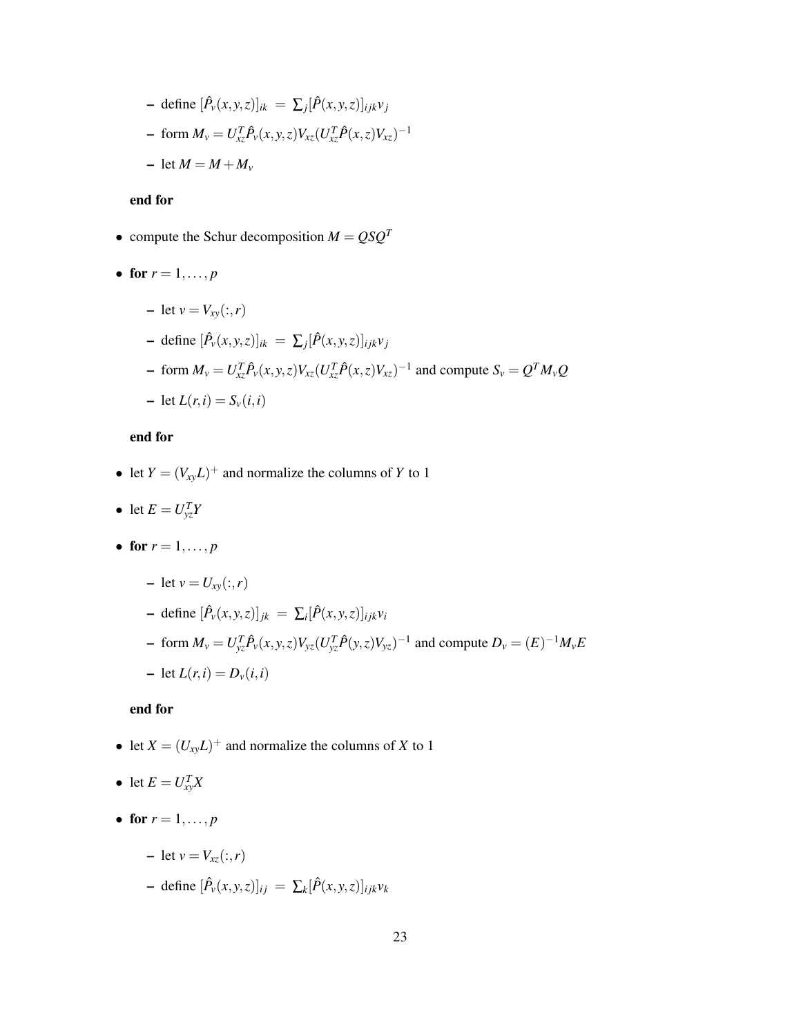- define $[\hat{P}_v(x,y,z)]_{ik} \;=\; \sum_j [\hat{P}(x,y,z)]_{ijk} v_j$
  - form $M_v = U_{xz}^T \hat{P}_v(x,y,z) V_{xz} (U_{xz}^T \hat{P}(x,z) V_{xz})^{-1}$
  - let $M = M + M_v$

  **end for**

- compute the Schur decomposition $M = QSQ^T$
- **for** $r = 1, \ldots, p$
  - let $v = V_{xy}(:,r)$
  - define $[\hat{P}_v(x,y,z)]_{ik} \;=\; \sum_j [\hat{P}(x,y,z)]_{ijk} v_j$
  - form $M_v = U_{xz}^T \hat{P}_v(x,y,z) V_{xz} (U_{xz}^T \hat{P}(x,z) V_{xz})^{-1}$ and compute $S_v = Q^T M_v Q$
  - let $L(r,i) = S_v(i,i)$

  **end for**

- let $Y = (V_{xy} L)^+$ and normalize the columns of $Y$ to 1
- let $E = U_{yz}^T Y$
- **for** $r = 1, \ldots, p$
  - let $v = U_{xy}(:,r)$
  - define $[\hat{P}_v(x,y,z)]_{jk} \;=\; \sum_i [\hat{P}(x,y,z)]_{ijk} v_i$
  - form $M_v = U_{yz}^T \hat{P}_v(x,y,z) V_{yz} (U_{yz}^T \hat{P}(y,z) V_{yz})^{-1}$ and compute $D_v = (E)^{-1} M_v E$
  - let $L(r,i) = D_v(i,i)$

  **end for**

- let $X = (U_{xy} L)^+$ and normalize the columns of $X$ to 1
- let $E = U_{xy}^T X$
- **for** $r = 1, \ldots, p$
  - let $v = V_{xz}(:,r)$
  - define $[\hat{P}_v(x,y,z)]_{ij} \;=\; \sum_k [\hat{P}(x,y,z)]_{ijk} v_k$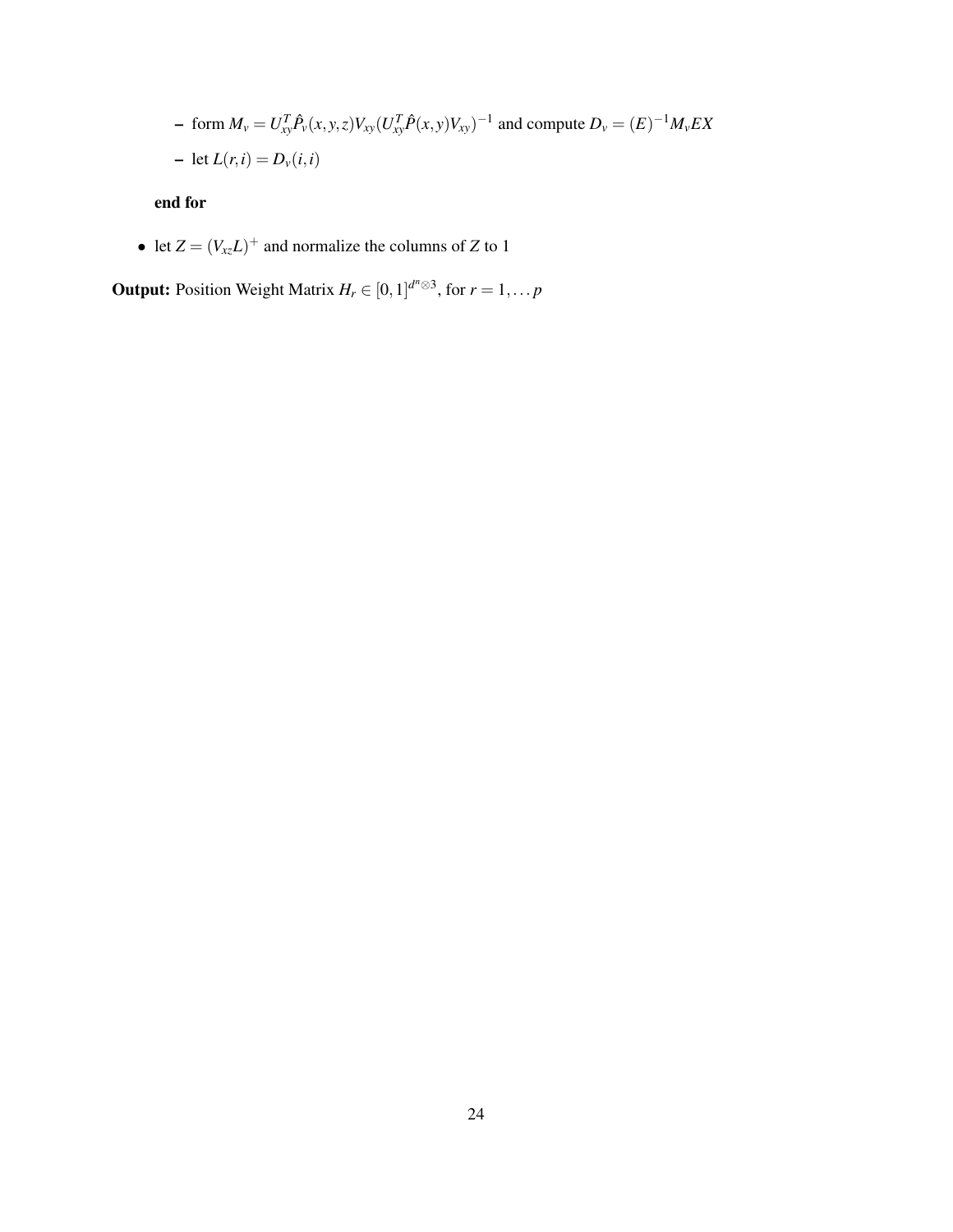- form $M_v = U_{xy}^T \hat{P}_v(x,y,z) V_{xy} (U_{xy}^T \hat{P}(x,y) V_{xy})^{-1}$ and compute $D_v = (E)^{-1} M_v EX$
- let $L(r,i) = D_v(i,i)$

**end for**

- let $Z = (V_{xz} L)^+$ and normalize the columns of $Z$ to 1

**Output:** Position Weight Matrix $H_r \in [0,1]^{d^n \otimes 3}$, for $r = 1, \ldots p$